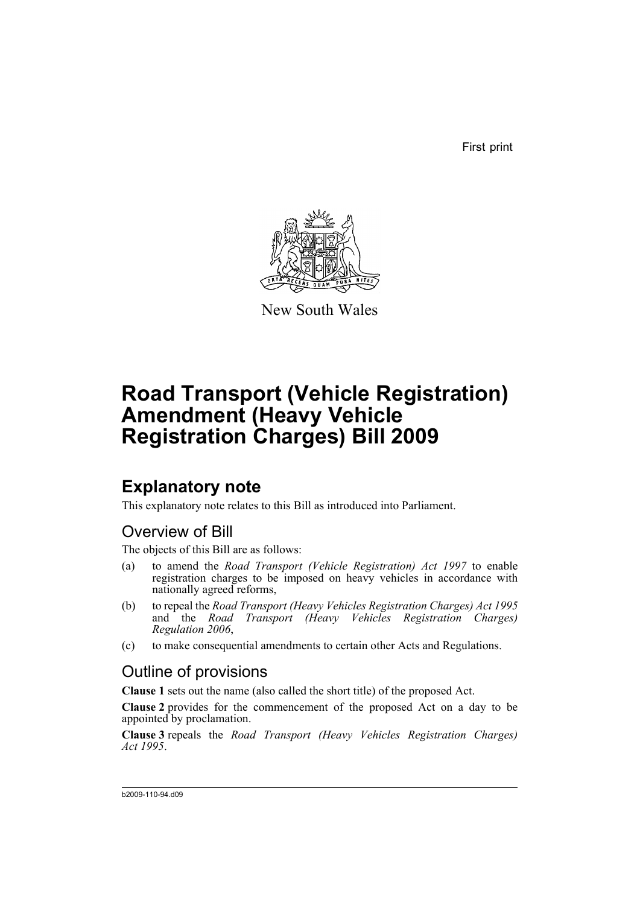First print

New South Wales

# Road Transport (Vehicle Registration) Amendment (Heavy Vehicle Registration Charges) Bill 2009

## Explanatory note

This explanatory note relates to this Bill as introduced into Parliament.

### Overview of Bill

The objects of this Bill are as follows:

(a) to amend the *Road Transport (Vehicle Registration) Act 1997* to enable registration charges to be imposed on heavy vehicles in accordance with nationally agreed reforms,

(b) to repeal the *Road Transport (Heavy Vehicles Registration Charges) Act 1995* and the *Road Transport (Heavy Vehicles Registration Charges) Regulation 2006*,

(c) to make consequential amendments to certain other Acts and Regulations.

### Outline of provisions

**Clause 1** sets out the name (also called the short title) of the proposed Act.

**Clause 2** provides for the commencement of the proposed Act on a day to be appointed by proclamation.

**Clause 3** repeals the *Road Transport (Heavy Vehicles Registration Charges) Act 1995*.

b2009-110-94.d09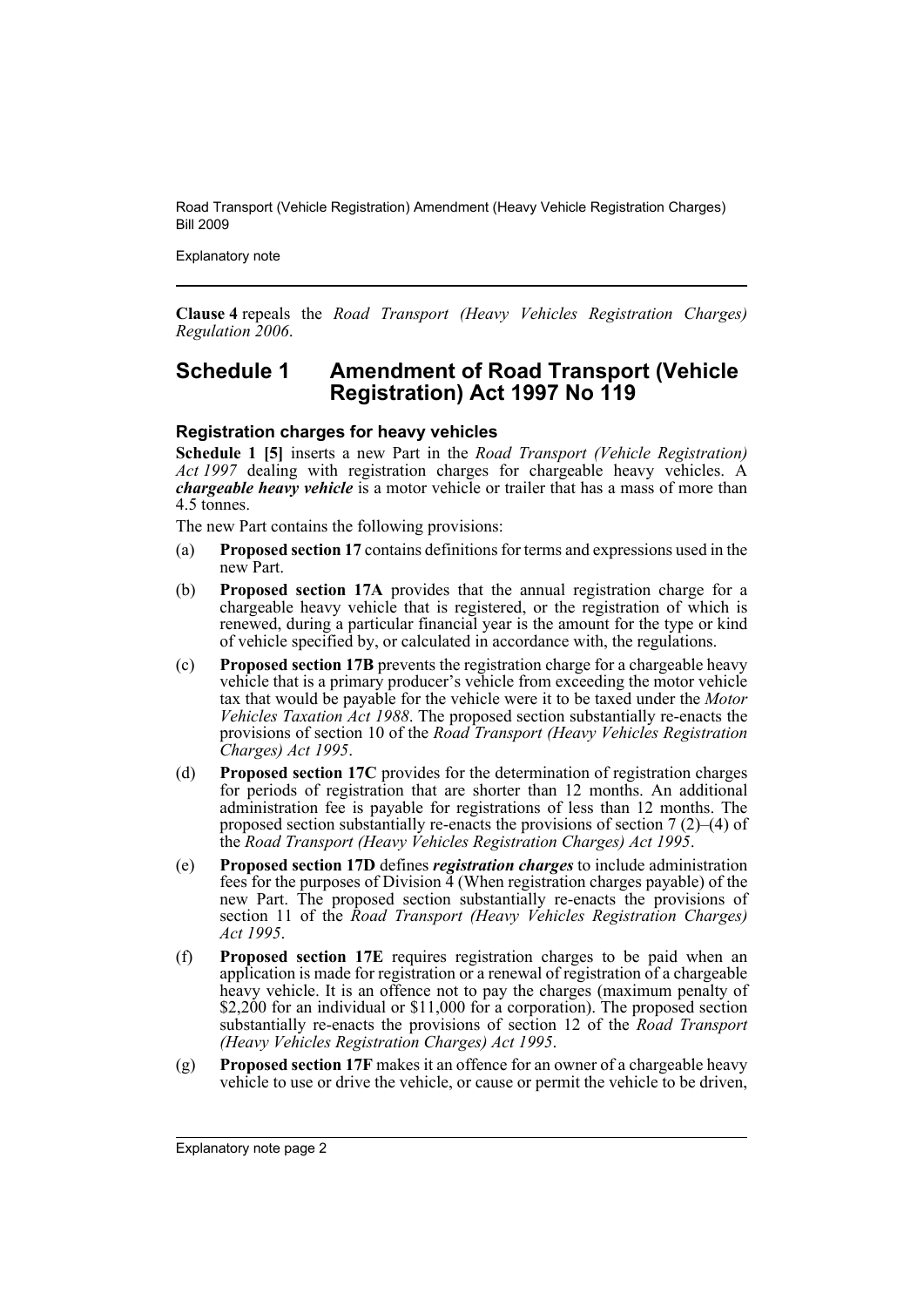**Clause 4** repeals the *Road Transport (Heavy Vehicles Registration Charges) Regulation 2006*.

## Schedule 1 Amendment of Road Transport (Vehicle Registration) Act 1997 No 119

### Registration charges for heavy vehicles

**Schedule 1 [5]** inserts a new Part in the *Road Transport (Vehicle Registration) Act 1997* dealing with registration charges for chargeable heavy vehicles. A ***chargeable heavy vehicle*** is a motor vehicle or trailer that has a mass of more than 4.5 tonnes.

The new Part contains the following provisions:

(a) **Proposed section 17** contains definitions for terms and expressions used in the new Part.

(b) **Proposed section 17A** provides that the annual registration charge for a chargeable heavy vehicle that is registered, or the registration of which is renewed, during a particular financial year is the amount for the type or kind of vehicle specified by, or calculated in accordance with, the regulations.

(c) **Proposed section 17B** prevents the registration charge for a chargeable heavy vehicle that is a primary producer's vehicle from exceeding the motor vehicle tax that would be payable for the vehicle were it to be taxed under the *Motor Vehicles Taxation Act 1988*. The proposed section substantially re-enacts the provisions of section 10 of the *Road Transport (Heavy Vehicles Registration Charges) Act 1995*.

(d) **Proposed section 17C** provides for the determination of registration charges for periods of registration that are shorter than 12 months. An additional administration fee is payable for registrations of less than 12 months. The proposed section substantially re-enacts the provisions of section 7 (2)–(4) of the *Road Transport (Heavy Vehicles Registration Charges) Act 1995*.

(e) **Proposed section 17D** defines ***registration charges*** to include administration fees for the purposes of Division 4 (When registration charges payable) of the new Part. The proposed section substantially re-enacts the provisions of section 11 of the *Road Transport (Heavy Vehicles Registration Charges) Act 1995*.

(f) **Proposed section 17E** requires registration charges to be paid when an application is made for registration or a renewal of registration of a chargeable heavy vehicle. It is an offence not to pay the charges (maximum penalty of $2,200 for an individual or $11,000 for a corporation). The proposed section substantially re-enacts the provisions of section 12 of the *Road Transport (Heavy Vehicles Registration Charges) Act 1995*.

(g) **Proposed section 17F** makes it an offence for an owner of a chargeable heavy vehicle to use or drive the vehicle, or cause or permit the vehicle to be driven,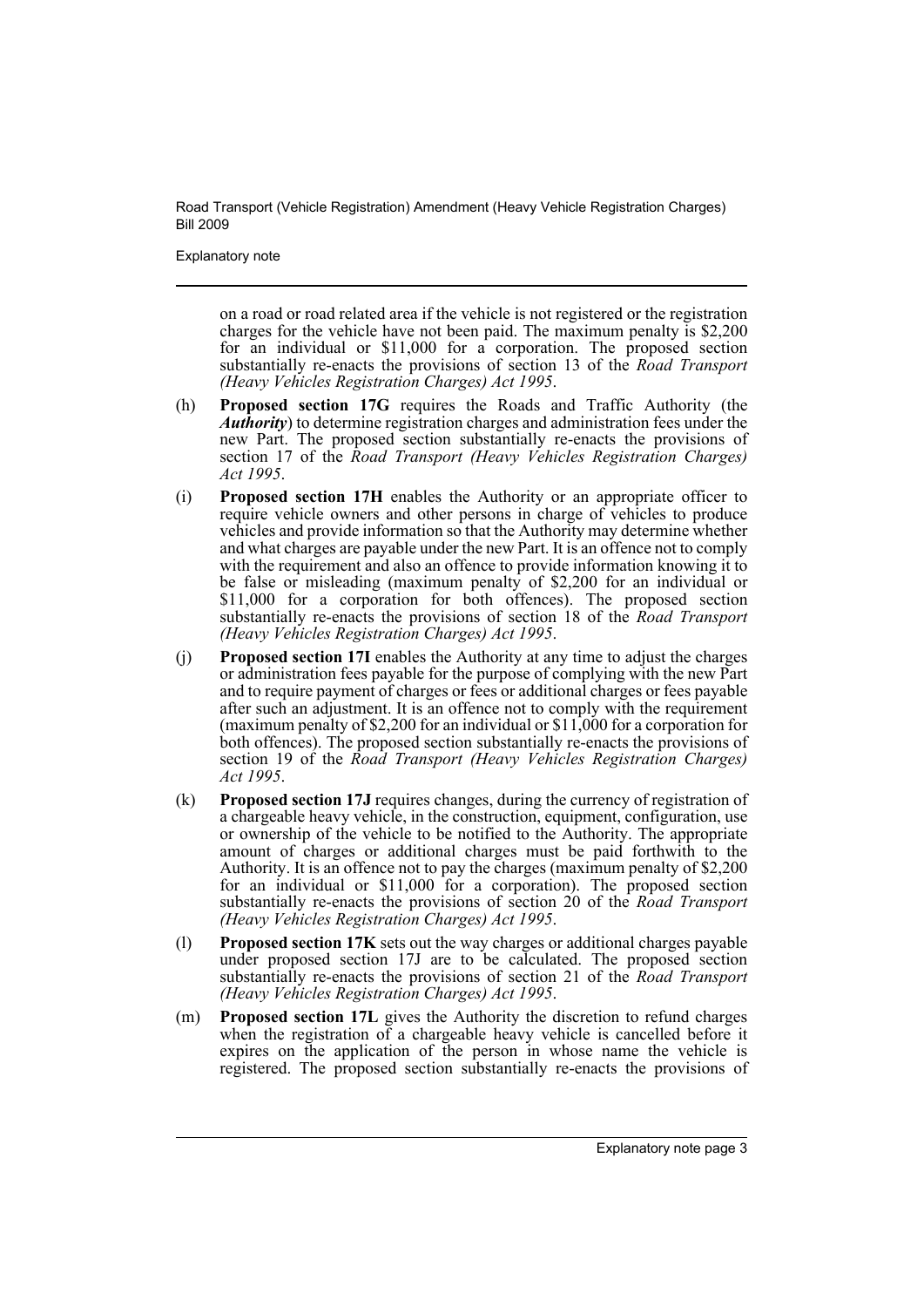on a road or road related area if the vehicle is not registered or the registration charges for the vehicle have not been paid. The maximum penalty is $2,200 for an individual or $11,000 for a corporation. The proposed section substantially re-enacts the provisions of section 13 of the *Road Transport (Heavy Vehicles Registration Charges) Act 1995*.

(h) **Proposed section 17G** requires the Roads and Traffic Authority (the ***Authority***) to determine registration charges and administration fees under the new Part. The proposed section substantially re-enacts the provisions of section 17 of the *Road Transport (Heavy Vehicles Registration Charges) Act 1995*.

(i) **Proposed section 17H** enables the Authority or an appropriate officer to require vehicle owners and other persons in charge of vehicles to produce vehicles and provide information so that the Authority may determine whether and what charges are payable under the new Part. It is an offence not to comply with the requirement and also an offence to provide information knowing it to be false or misleading (maximum penalty of $2,200 for an individual or $11,000 for a corporation for both offences). The proposed section substantially re-enacts the provisions of section 18 of the *Road Transport (Heavy Vehicles Registration Charges) Act 1995*.

(j) **Proposed section 17I** enables the Authority at any time to adjust the charges or administration fees payable for the purpose of complying with the new Part and to require payment of charges or fees or additional charges or fees payable after such an adjustment. It is an offence not to comply with the requirement (maximum penalty of $2,200 for an individual or $11,000 for a corporation for both offences). The proposed section substantially re-enacts the provisions of section 19 of the *Road Transport (Heavy Vehicles Registration Charges) Act 1995*.

(k) **Proposed section 17J** requires changes, during the currency of registration of a chargeable heavy vehicle, in the construction, equipment, configuration, use or ownership of the vehicle to be notified to the Authority. The appropriate amount of charges or additional charges must be paid forthwith to the Authority. It is an offence not to pay the charges (maximum penalty of $2,200 for an individual or $11,000 for a corporation). The proposed section substantially re-enacts the provisions of section 20 of the *Road Transport (Heavy Vehicles Registration Charges) Act 1995*.

(l) **Proposed section 17K** sets out the way charges or additional charges payable under proposed section 17J are to be calculated. The proposed section substantially re-enacts the provisions of section 21 of the *Road Transport (Heavy Vehicles Registration Charges) Act 1995*.

(m) **Proposed section 17L** gives the Authority the discretion to refund charges when the registration of a chargeable heavy vehicle is cancelled before it expires on the application of the person in whose name the vehicle is registered. The proposed section substantially re-enacts the provisions of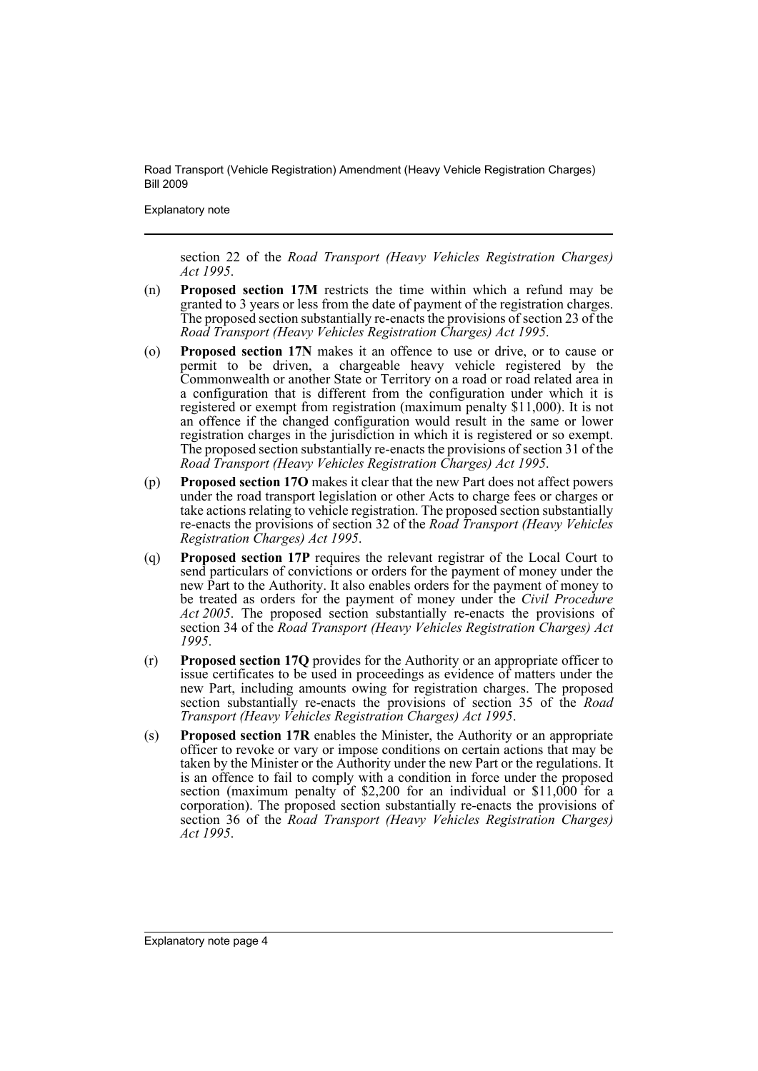section 22 of the *Road Transport (Heavy Vehicles Registration Charges) Act 1995*.

(n) **Proposed section 17M** restricts the time within which a refund may be granted to 3 years or less from the date of payment of the registration charges. The proposed section substantially re-enacts the provisions of section 23 of the *Road Transport (Heavy Vehicles Registration Charges) Act 1995*.

(o) **Proposed section 17N** makes it an offence to use or drive, or to cause or permit to be driven, a chargeable heavy vehicle registered by the Commonwealth or another State or Territory on a road or road related area in a configuration that is different from the configuration under which it is registered or exempt from registration (maximum penalty $11,000). It is not an offence if the changed configuration would result in the same or lower registration charges in the jurisdiction in which it is registered or so exempt. The proposed section substantially re-enacts the provisions of section 31 of the *Road Transport (Heavy Vehicles Registration Charges) Act 1995*.

(p) **Proposed section 17O** makes it clear that the new Part does not affect powers under the road transport legislation or other Acts to charge fees or charges or take actions relating to vehicle registration. The proposed section substantially re-enacts the provisions of section 32 of the *Road Transport (Heavy Vehicles Registration Charges) Act 1995*.

(q) **Proposed section 17P** requires the relevant registrar of the Local Court to send particulars of convictions or orders for the payment of money under the new Part to the Authority. It also enables orders for the payment of money to be treated as orders for the payment of money under the *Civil Procedure Act 2005*. The proposed section substantially re-enacts the provisions of section 34 of the *Road Transport (Heavy Vehicles Registration Charges) Act 1995*.

(r) **Proposed section 17Q** provides for the Authority or an appropriate officer to issue certificates to be used in proceedings as evidence of matters under the new Part, including amounts owing for registration charges. The proposed section substantially re-enacts the provisions of section 35 of the *Road Transport (Heavy Vehicles Registration Charges) Act 1995*.

(s) **Proposed section 17R** enables the Minister, the Authority or an appropriate officer to revoke or vary or impose conditions on certain actions that may be taken by the Minister or the Authority under the new Part or the regulations. It is an offence to fail to comply with a condition in force under the proposed section (maximum penalty of $2,200 for an individual or $11,000 for a corporation). The proposed section substantially re-enacts the provisions of section 36 of the *Road Transport (Heavy Vehicles Registration Charges) Act 1995*.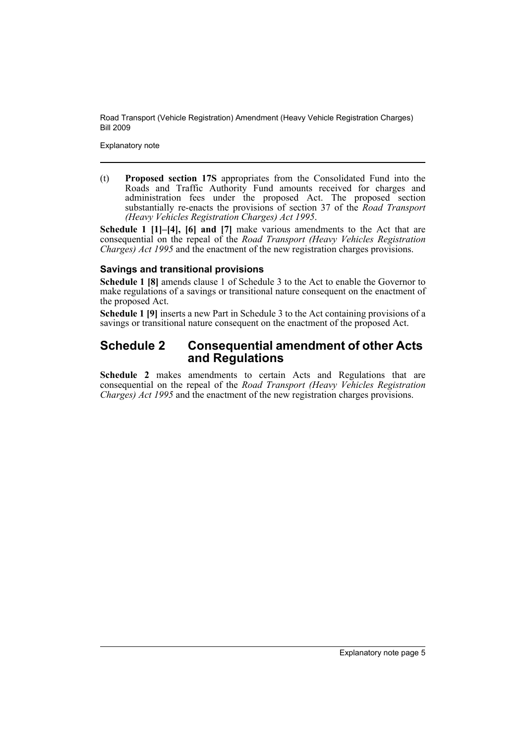(t) **Proposed section 17S** appropriates from the Consolidated Fund into the Roads and Traffic Authority Fund amounts received for charges and administration fees under the proposed Act. The proposed section substantially re-enacts the provisions of section 37 of the *Road Transport (Heavy Vehicles Registration Charges) Act 1995*.

**Schedule 1 [1]–[4], [6] and [7]** make various amendments to the Act that are consequential on the repeal of the *Road Transport (Heavy Vehicles Registration Charges) Act 1995* and the enactment of the new registration charges provisions.

### Savings and transitional provisions

**Schedule 1 [8]** amends clause 1 of Schedule 3 to the Act to enable the Governor to make regulations of a savings or transitional nature consequent on the enactment of the proposed Act.

**Schedule 1 [9]** inserts a new Part in Schedule 3 to the Act containing provisions of a savings or transitional nature consequent on the enactment of the proposed Act.

## Schedule 2 Consequential amendment of other Acts and Regulations

**Schedule 2** makes amendments to certain Acts and Regulations that are consequential on the repeal of the *Road Transport (Heavy Vehicles Registration Charges) Act 1995* and the enactment of the new registration charges provisions.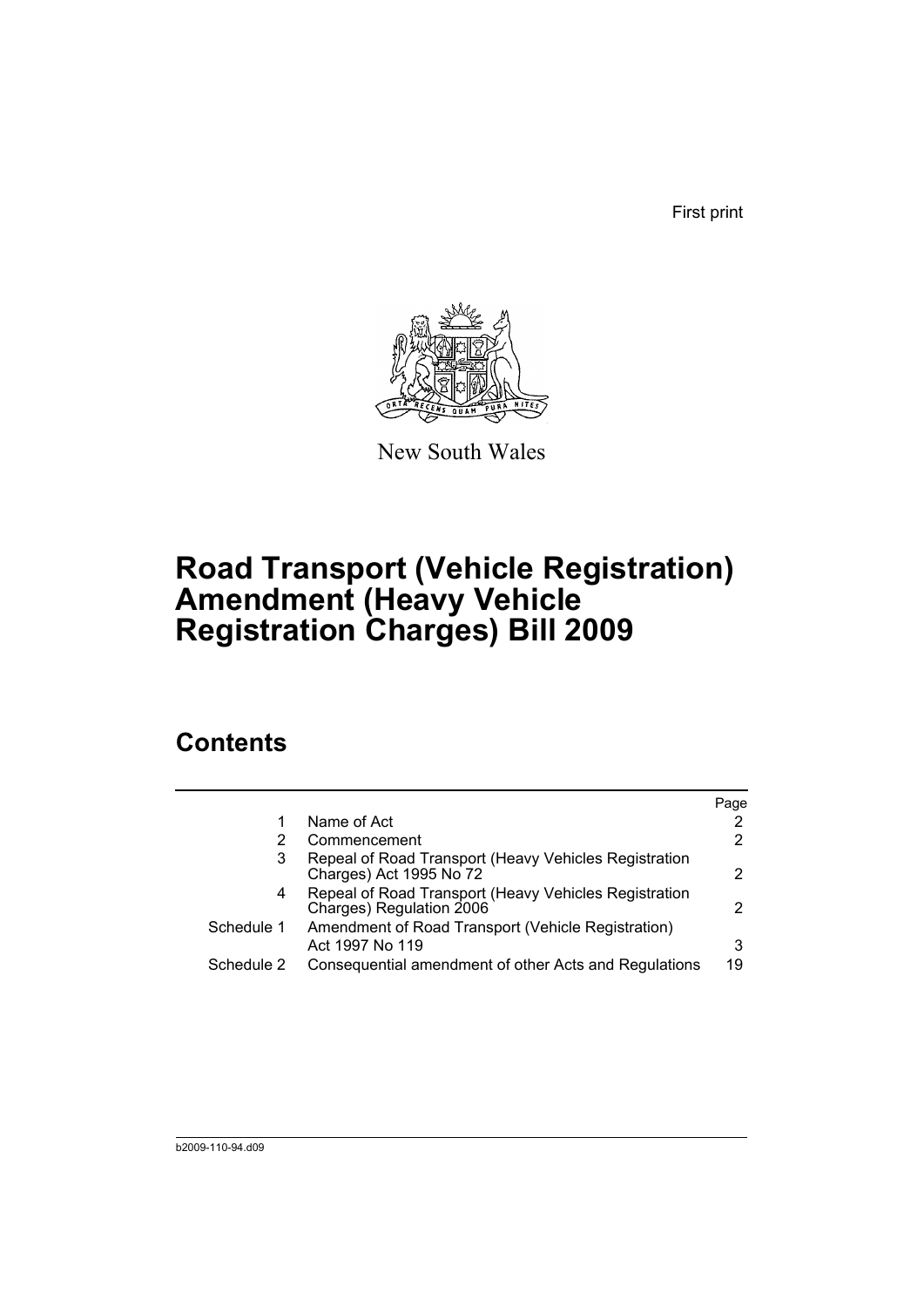First print

New South Wales

# Road Transport (Vehicle Registration) Amendment (Heavy Vehicle Registration Charges) Bill 2009

## Contents

| | | Page |
|---|---|---|
| 1 | Name of Act | 2 |
| 2 | Commencement | 2 |
| 3 | Repeal of Road Transport (Heavy Vehicles Registration Charges) Act 1995 No 72 | 2 |
| 4 | Repeal of Road Transport (Heavy Vehicles Registration Charges) Regulation 2006 | 2 |
| Schedule 1 | Amendment of Road Transport (Vehicle Registration) Act 1997 No 119 | 3 |
| Schedule 2 | Consequential amendment of other Acts and Regulations | 19 |

b2009-110-94.d09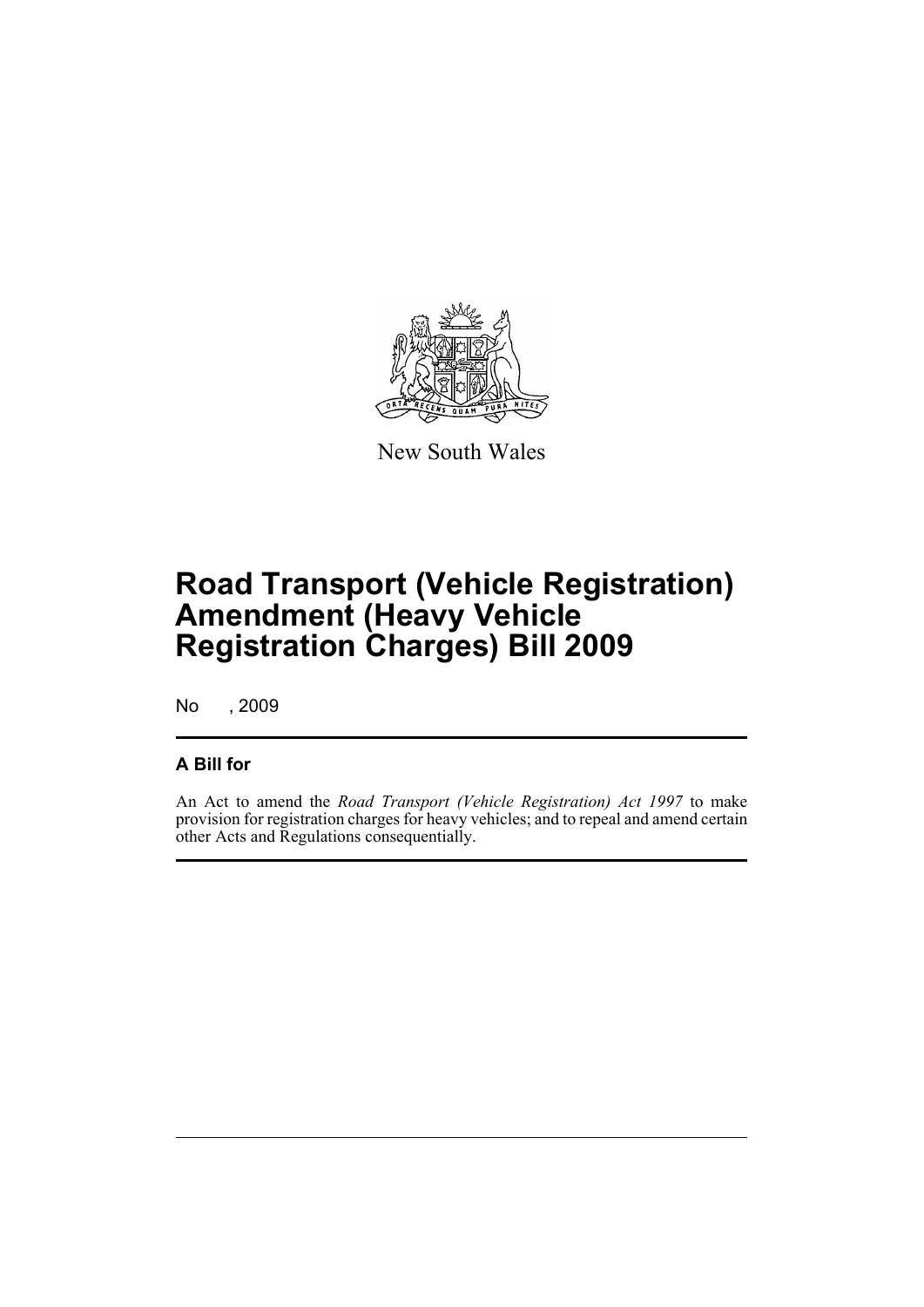New South Wales

# Road Transport (Vehicle Registration) Amendment (Heavy Vehicle Registration Charges) Bill 2009

No , 2009

## A Bill for

An Act to amend the *Road Transport (Vehicle Registration) Act 1997* to make provision for registration charges for heavy vehicles; and to repeal and amend certain other Acts and Regulations consequentially.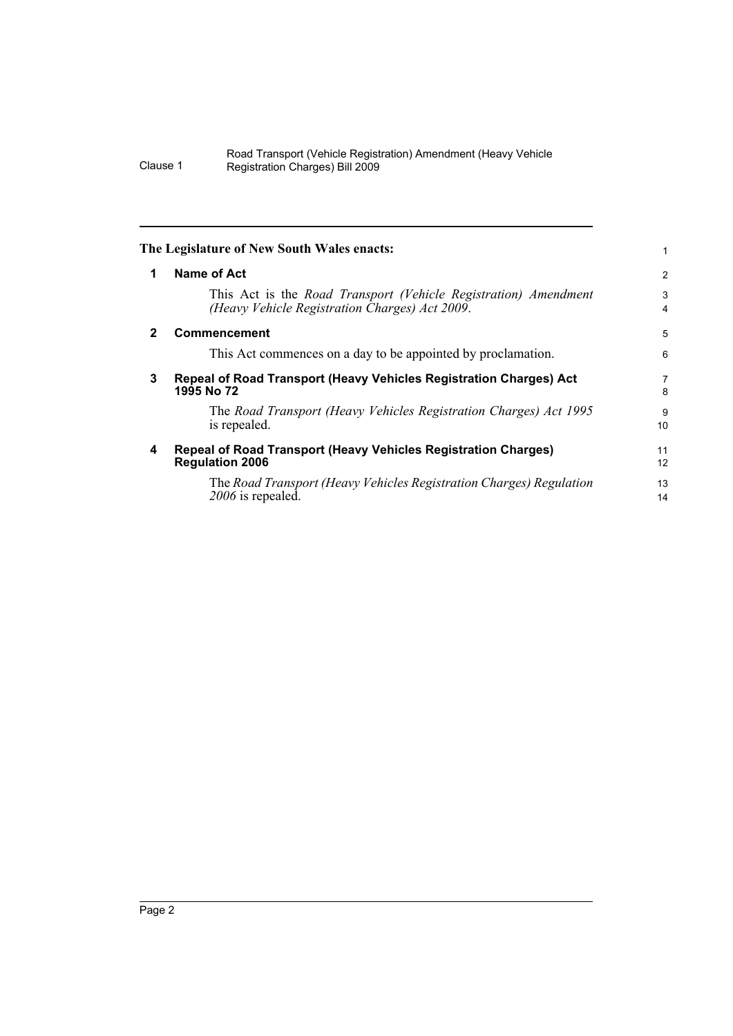**The Legislature of New South Wales enacts:**

## 1 Name of Act

This Act is the *Road Transport (Vehicle Registration) Amendment (Heavy Vehicle Registration Charges) Act 2009*.

## 2 Commencement

This Act commences on a day to be appointed by proclamation.

## 3 Repeal of Road Transport (Heavy Vehicles Registration Charges) Act 1995 No 72

The *Road Transport (Heavy Vehicles Registration Charges) Act 1995* is repealed.

## 4 Repeal of Road Transport (Heavy Vehicles Registration Charges) Regulation 2006

The *Road Transport (Heavy Vehicles Registration Charges) Regulation 2006* is repealed.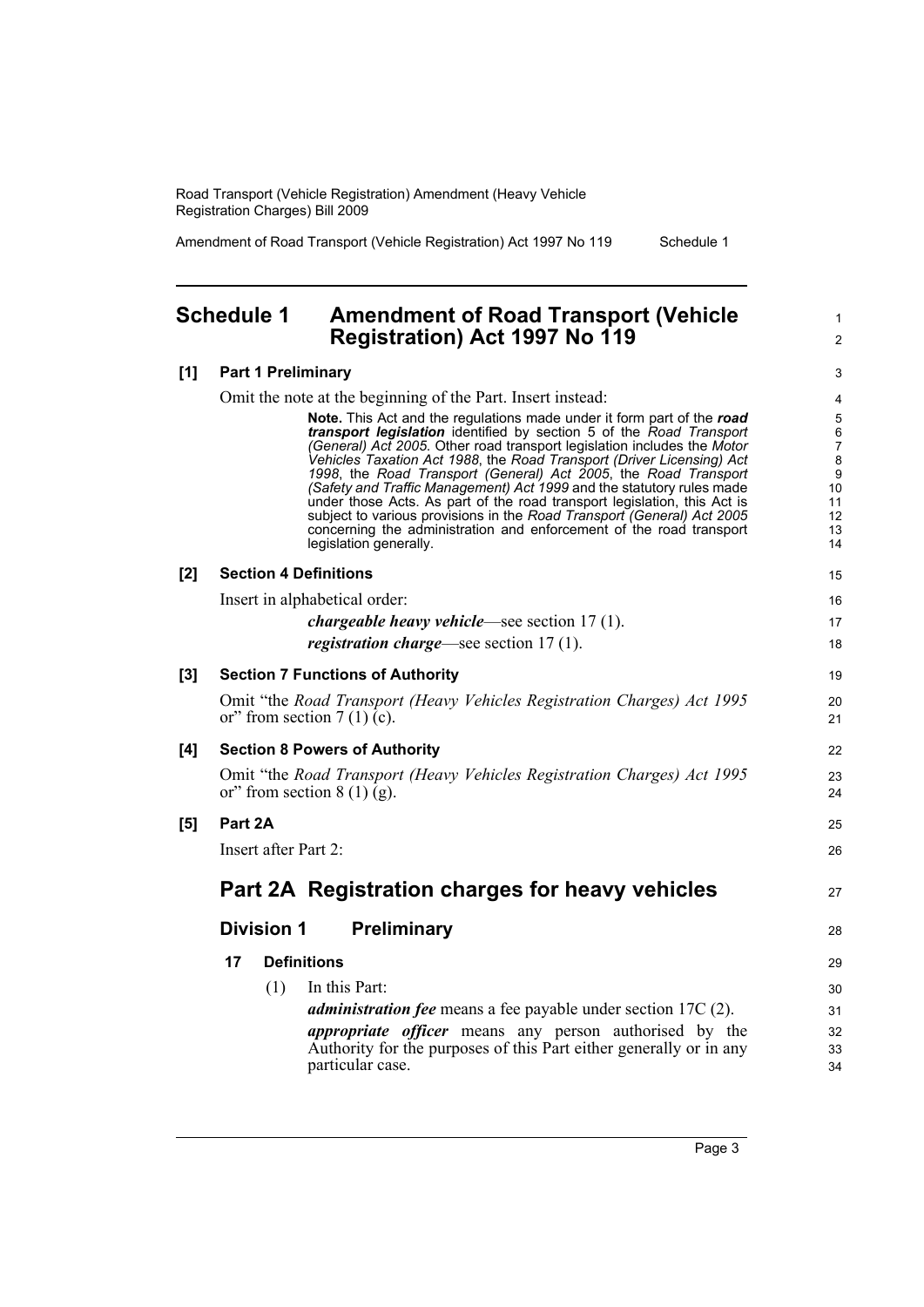## Schedule 1 Amendment of Road Transport (Vehicle Registration) Act 1997 No 119

**[1] Part 1 Preliminary**

Omit the note at the beginning of the Part. Insert instead:

> **Note.** This Act and the regulations made under it form part of the ***road transport legislation*** identified by section 5 of the *Road Transport (General) Act 2005*. Other road transport legislation includes the *Motor Vehicles Taxation Act 1988*, the *Road Transport (Driver Licensing) Act 1998*, the *Road Transport (General) Act 2005*, the *Road Transport (Safety and Traffic Management) Act 1999* and the statutory rules made under those Acts. As part of the road transport legislation, this Act is subject to various provisions in the *Road Transport (General) Act 2005* concerning the administration and enforcement of the road transport legislation generally.

**[2] Section 4 Definitions**

Insert in alphabetical order:

> ***chargeable heavy vehicle***—see section 17 (1).
>
> ***registration charge***—see section 17 (1).

**[3] Section 7 Functions of Authority**

Omit "the *Road Transport (Heavy Vehicles Registration Charges) Act 1995* or" from section 7 (1) (c).

**[4] Section 8 Powers of Authority**

Omit "the *Road Transport (Heavy Vehicles Registration Charges) Act 1995* or" from section 8 (1) (g).

**[5] Part 2A**

Insert after Part 2:

## Part 2A Registration charges for heavy vehicles

### Division 1 Preliminary

**17 Definitions**

(1) In this Part:

***administration fee*** means a fee payable under section 17C (2).

***appropriate officer*** means any person authorised by the Authority for the purposes of this Part either generally or in any particular case.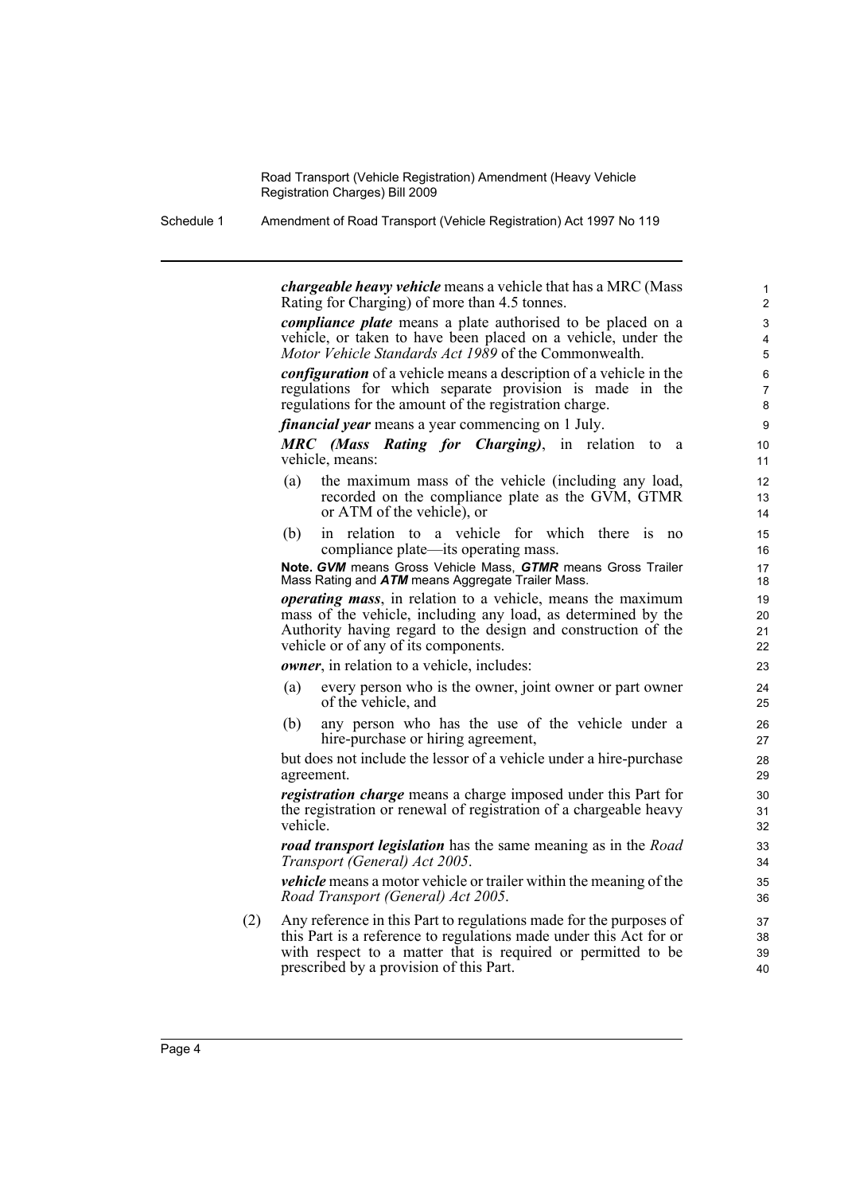***chargeable heavy vehicle*** means a vehicle that has a MRC (Mass Rating for Charging) of more than 4.5 tonnes.

***compliance plate*** means a plate authorised to be placed on a vehicle, or taken to have been placed on a vehicle, under the *Motor Vehicle Standards Act 1989* of the Commonwealth.

***configuration*** of a vehicle means a description of a vehicle in the regulations for which separate provision is made in the regulations for the amount of the registration charge.

***financial year*** means a year commencing on 1 July.

***MRC (Mass Rating for Charging)***, in relation to a vehicle, means:

(a) the maximum mass of the vehicle (including any load, recorded on the compliance plate as the GVM, GTMR or ATM of the vehicle), or

(b) in relation to a vehicle for which there is no compliance plate—its operating mass.

**Note.** ***GVM*** means Gross Vehicle Mass, ***GTMR*** means Gross Trailer Mass Rating and ***ATM*** means Aggregate Trailer Mass.

***operating mass***, in relation to a vehicle, means the maximum mass of the vehicle, including any load, as determined by the Authority having regard to the design and construction of the vehicle or of any of its components.

***owner***, in relation to a vehicle, includes:

(a) every person who is the owner, joint owner or part owner of the vehicle, and

(b) any person who has the use of the vehicle under a hire-purchase or hiring agreement,

but does not include the lessor of a vehicle under a hire-purchase agreement.

***registration charge*** means a charge imposed under this Part for the registration or renewal of registration of a chargeable heavy vehicle.

***road transport legislation*** has the same meaning as in the *Road Transport (General) Act 2005*.

***vehicle*** means a motor vehicle or trailer within the meaning of the *Road Transport (General) Act 2005*.

(2) Any reference in this Part to regulations made for the purposes of this Part is a reference to regulations made under this Act for or with respect to a matter that is required or permitted to be prescribed by a provision of this Part.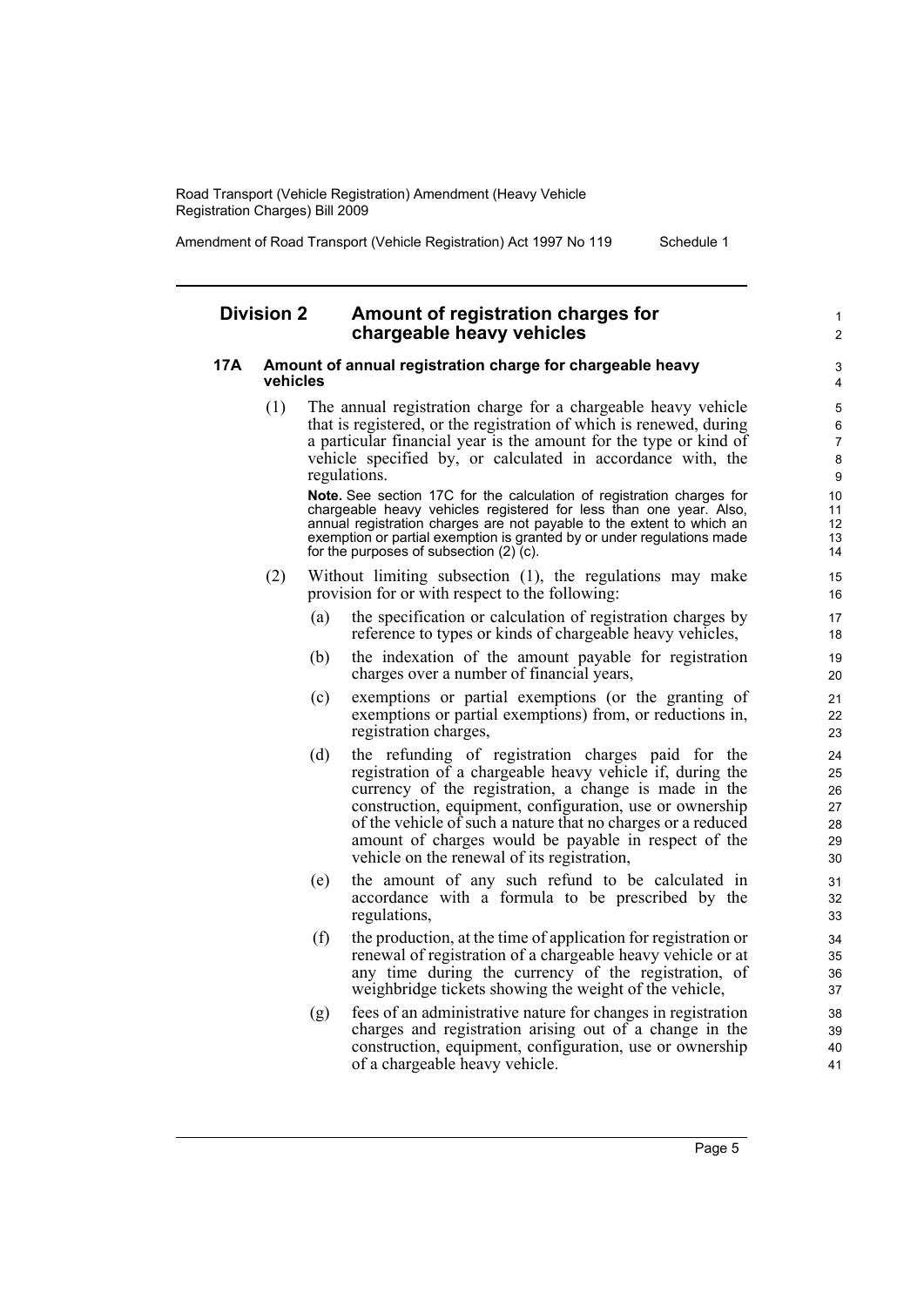## Division 2 Amount of registration charges for chargeable heavy vehicles

### 17A Amount of annual registration charge for chargeable heavy vehicles

(1) The annual registration charge for a chargeable heavy vehicle that is registered, or the registration of which is renewed, during a particular financial year is the amount for the type or kind of vehicle specified by, or calculated in accordance with, the regulations.

**Note.** See section 17C for the calculation of registration charges for chargeable heavy vehicles registered for less than one year. Also, annual registration charges are not payable to the extent to which an exemption or partial exemption is granted by or under regulations made for the purposes of subsection (2) (c).

(2) Without limiting subsection (1), the regulations may make provision for or with respect to the following:

(a) the specification or calculation of registration charges by reference to types or kinds of chargeable heavy vehicles,

(b) the indexation of the amount payable for registration charges over a number of financial years,

(c) exemptions or partial exemptions (or the granting of exemptions or partial exemptions) from, or reductions in, registration charges,

(d) the refunding of registration charges paid for the registration of a chargeable heavy vehicle if, during the currency of the registration, a change is made in the construction, equipment, configuration, use or ownership of the vehicle of such a nature that no charges or a reduced amount of charges would be payable in respect of the vehicle on the renewal of its registration,

(e) the amount of any such refund to be calculated in accordance with a formula to be prescribed by the regulations,

(f) the production, at the time of application for registration or renewal of registration of a chargeable heavy vehicle or at any time during the currency of the registration, of weighbridge tickets showing the weight of the vehicle,

(g) fees of an administrative nature for changes in registration charges and registration arising out of a change in the construction, equipment, configuration, use or ownership of a chargeable heavy vehicle.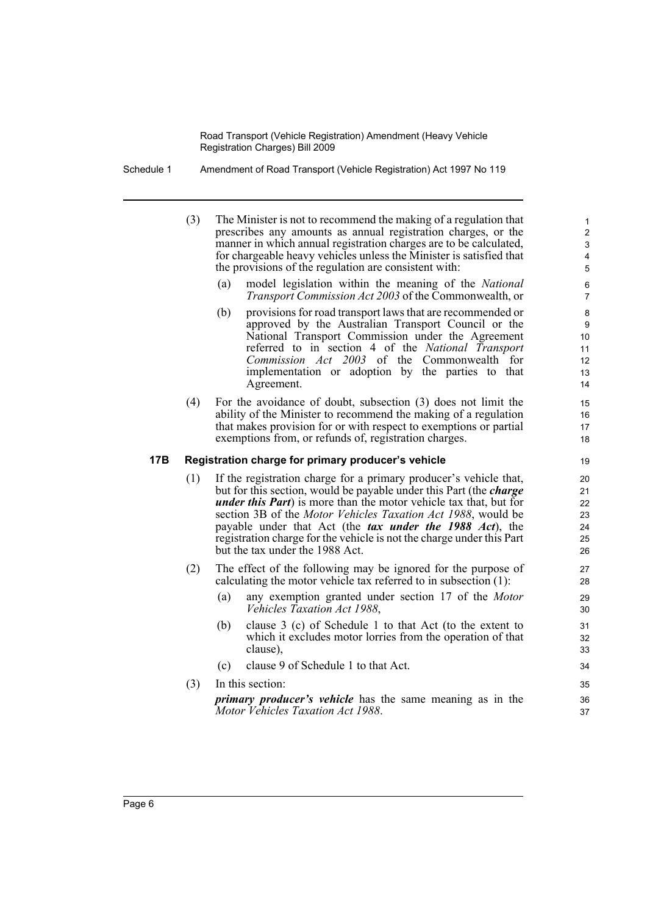(3) The Minister is not to recommend the making of a regulation that prescribes any amounts as annual registration charges, or the manner in which annual registration charges are to be calculated, for chargeable heavy vehicles unless the Minister is satisfied that the provisions of the regulation are consistent with:

(a) model legislation within the meaning of the *National Transport Commission Act 2003* of the Commonwealth, or

(b) provisions for road transport laws that are recommended or approved by the Australian Transport Council or the National Transport Commission under the Agreement referred to in section 4 of the *National Transport Commission Act 2003* of the Commonwealth for implementation or adoption by the parties to that Agreement.

(4) For the avoidance of doubt, subsection (3) does not limit the ability of the Minister to recommend the making of a regulation that makes provision for or with respect to exemptions or partial exemptions from, or refunds of, registration charges.

### 17B Registration charge for primary producer's vehicle

(1) If the registration charge for a primary producer's vehicle that, but for this section, would be payable under this Part (the ***charge under this Part***) is more than the motor vehicle tax that, but for section 3B of the *Motor Vehicles Taxation Act 1988*, would be payable under that Act (the ***tax under the 1988 Act***), the registration charge for the vehicle is not the charge under this Part but the tax under the 1988 Act.

(2) The effect of the following may be ignored for the purpose of calculating the motor vehicle tax referred to in subsection (1):

(a) any exemption granted under section 17 of the *Motor Vehicles Taxation Act 1988*,

(b) clause 3 (c) of Schedule 1 to that Act (to the extent to which it excludes motor lorries from the operation of that clause),

(c) clause 9 of Schedule 1 to that Act.

(3) In this section:

***primary producer's vehicle*** has the same meaning as in the *Motor Vehicles Taxation Act 1988*.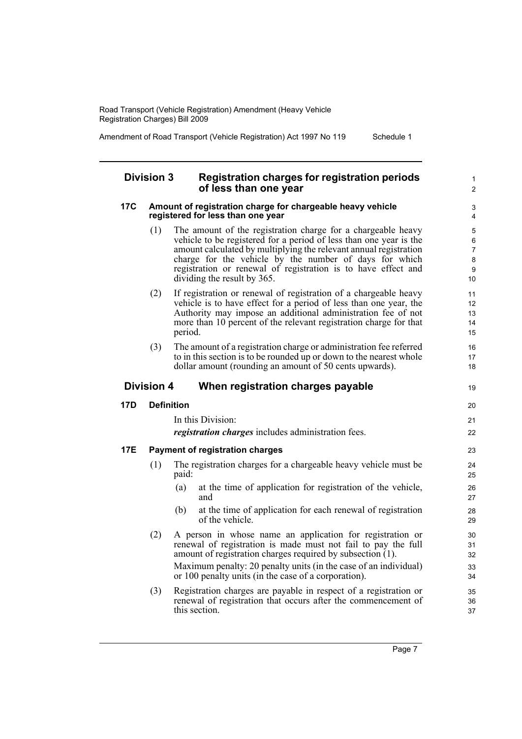## Division 3 Registration charges for registration periods of less than one year

### 17C Amount of registration charge for chargeable heavy vehicle registered for less than one year

(1) The amount of the registration charge for a chargeable heavy vehicle to be registered for a period of less than one year is the amount calculated by multiplying the relevant annual registration charge for the vehicle by the number of days for which registration or renewal of registration is to have effect and dividing the result by 365.

(2) If registration or renewal of registration of a chargeable heavy vehicle is to have effect for a period of less than one year, the Authority may impose an additional administration fee of not more than 10 percent of the relevant registration charge for that period.

(3) The amount of a registration charge or administration fee referred to in this section is to be rounded up or down to the nearest whole dollar amount (rounding an amount of 50 cents upwards).

## Division 4 When registration charges payable

### 17D Definition

In this Division:

***registration charges*** includes administration fees.

### 17E Payment of registration charges

(1) The registration charges for a chargeable heavy vehicle must be paid:

- (a) at the time of application for registration of the vehicle, and
- (b) at the time of application for each renewal of registration of the vehicle.

(2) A person in whose name an application for registration or renewal of registration is made must not fail to pay the full amount of registration charges required by subsection (1).

Maximum penalty: 20 penalty units (in the case of an individual) or 100 penalty units (in the case of a corporation).

(3) Registration charges are payable in respect of a registration or renewal of registration that occurs after the commencement of this section.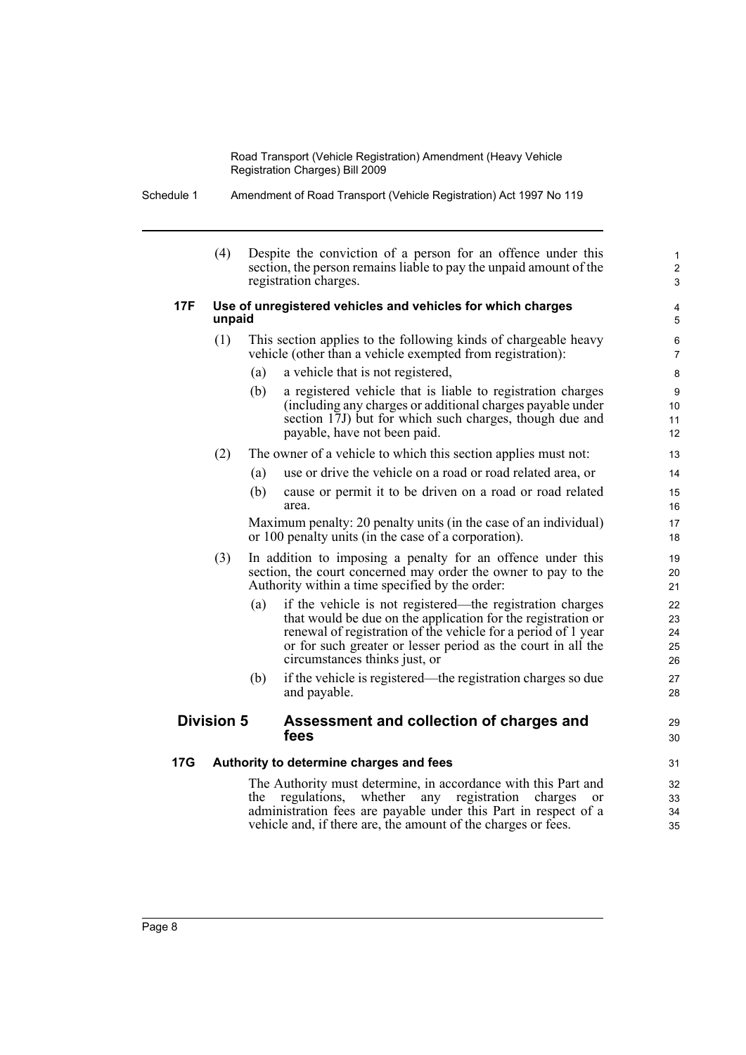(4) Despite the conviction of a person for an offence under this section, the person remains liable to pay the unpaid amount of the registration charges.

### 17F Use of unregistered vehicles and vehicles for which charges unpaid

(1) This section applies to the following kinds of chargeable heavy vehicle (other than a vehicle exempted from registration):

- (a) a vehicle that is not registered,
- (b) a registered vehicle that is liable to registration charges (including any charges or additional charges payable under section 17J) but for which such charges, though due and payable, have not been paid.

(2) The owner of a vehicle to which this section applies must not:

- (a) use or drive the vehicle on a road or road related area, or
- (b) cause or permit it to be driven on a road or road related area.

Maximum penalty: 20 penalty units (in the case of an individual) or 100 penalty units (in the case of a corporation).

(3) In addition to imposing a penalty for an offence under this section, the court concerned may order the owner to pay to the Authority within a time specified by the order:

- (a) if the vehicle is not registered—the registration charges that would be due on the application for the registration or renewal of registration of the vehicle for a period of 1 year or for such greater or lesser period as the court in all the circumstances thinks just, or
- (b) if the vehicle is registered—the registration charges so due and payable.

## Division 5 Assessment and collection of charges and fees

### 17G Authority to determine charges and fees

The Authority must determine, in accordance with this Part and the regulations, whether any registration charges or administration fees are payable under this Part in respect of a vehicle and, if there are, the amount of the charges or fees.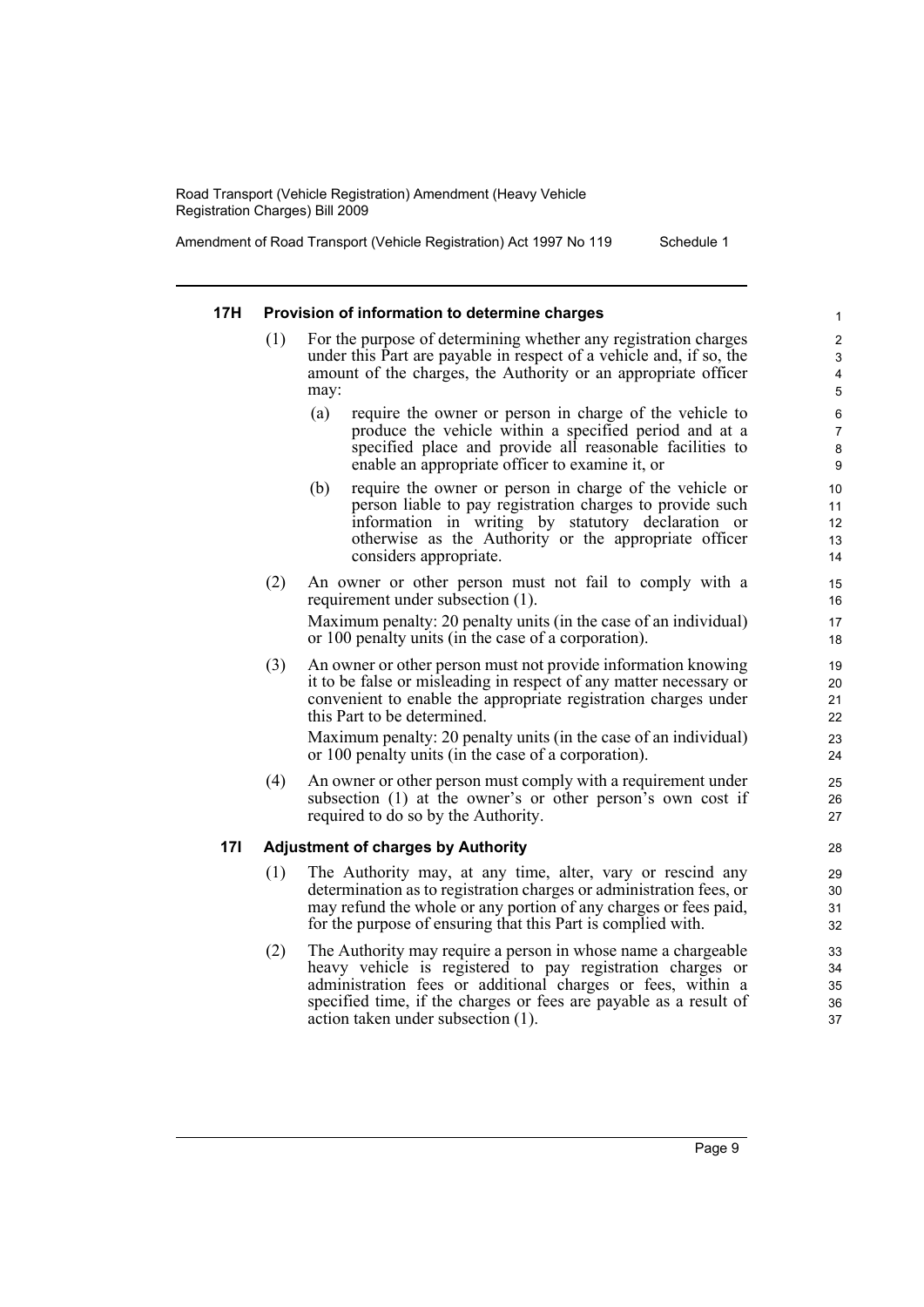#### 17H Provision of information to determine charges

(1) For the purpose of determining whether any registration charges under this Part are payable in respect of a vehicle and, if so, the amount of the charges, the Authority or an appropriate officer may:

- (a) require the owner or person in charge of the vehicle to produce the vehicle within a specified period and at a specified place and provide all reasonable facilities to enable an appropriate officer to examine it, or
- (b) require the owner or person in charge of the vehicle or person liable to pay registration charges to provide such information in writing by statutory declaration or otherwise as the Authority or the appropriate officer considers appropriate.

(2) An owner or other person must not fail to comply with a requirement under subsection (1).

Maximum penalty: 20 penalty units (in the case of an individual) or 100 penalty units (in the case of a corporation).

(3) An owner or other person must not provide information knowing it to be false or misleading in respect of any matter necessary or convenient to enable the appropriate registration charges under this Part to be determined.

Maximum penalty: 20 penalty units (in the case of an individual) or 100 penalty units (in the case of a corporation).

(4) An owner or other person must comply with a requirement under subsection (1) at the owner's or other person's own cost if required to do so by the Authority.

#### 17I Adjustment of charges by Authority

(1) The Authority may, at any time, alter, vary or rescind any determination as to registration charges or administration fees, or may refund the whole or any portion of any charges or fees paid, for the purpose of ensuring that this Part is complied with.

(2) The Authority may require a person in whose name a chargeable heavy vehicle is registered to pay registration charges or administration fees or additional charges or fees, within a specified time, if the charges or fees are payable as a result of action taken under subsection (1).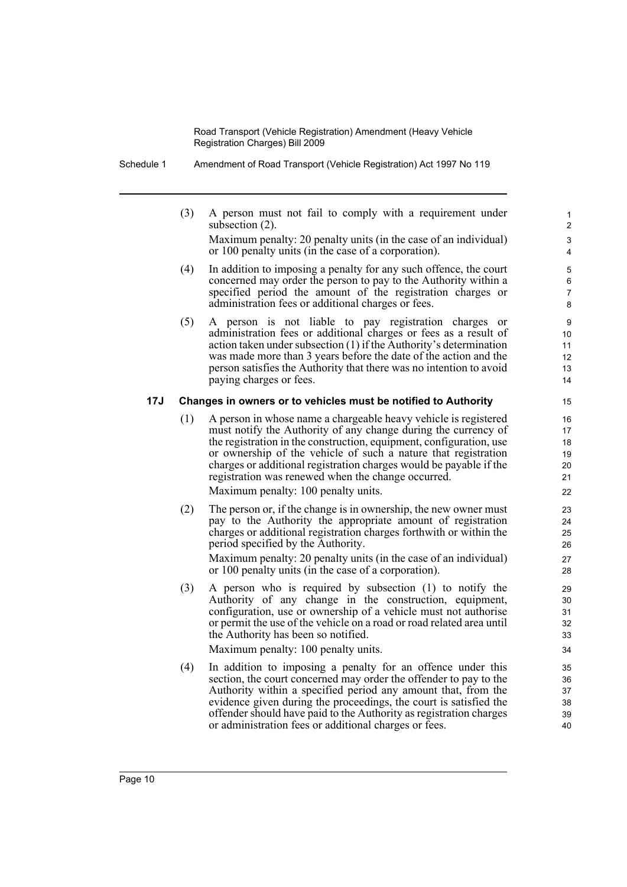(3) A person must not fail to comply with a requirement under subsection (2).

Maximum penalty: 20 penalty units (in the case of an individual) or 100 penalty units (in the case of a corporation).

(4) In addition to imposing a penalty for any such offence, the court concerned may order the person to pay to the Authority within a specified period the amount of the registration charges or administration fees or additional charges or fees.

(5) A person is not liable to pay registration charges or administration fees or additional charges or fees as a result of action taken under subsection (1) if the Authority's determination was made more than 3 years before the date of the action and the person satisfies the Authority that there was no intention to avoid paying charges or fees.

**17J Changes in owners or to vehicles must be notified to Authority**

(1) A person in whose name a chargeable heavy vehicle is registered must notify the Authority of any change during the currency of the registration in the construction, equipment, configuration, use or ownership of the vehicle of such a nature that registration charges or additional registration charges would be payable if the registration was renewed when the change occurred.

Maximum penalty: 100 penalty units.

(2) The person or, if the change is in ownership, the new owner must pay to the Authority the appropriate amount of registration charges or additional registration charges forthwith or within the period specified by the Authority.

Maximum penalty: 20 penalty units (in the case of an individual) or 100 penalty units (in the case of a corporation).

(3) A person who is required by subsection (1) to notify the Authority of any change in the construction, equipment, configuration, use or ownership of a vehicle must not authorise or permit the use of the vehicle on a road or road related area until the Authority has been so notified.

Maximum penalty: 100 penalty units.

(4) In addition to imposing a penalty for an offence under this section, the court concerned may order the offender to pay to the Authority within a specified period any amount that, from the evidence given during the proceedings, the court is satisfied the offender should have paid to the Authority as registration charges or administration fees or additional charges or fees.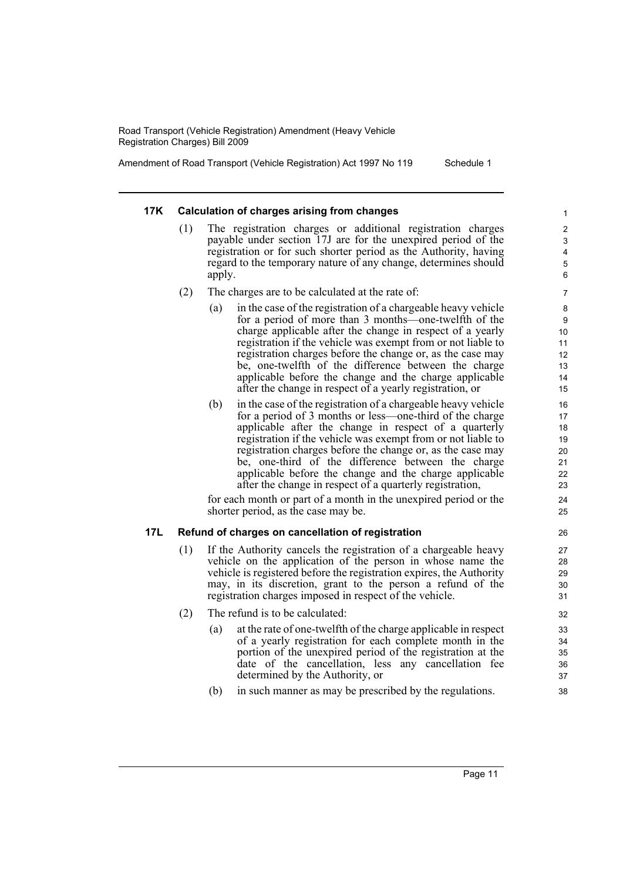#### 17K Calculation of charges arising from changes

(1) The registration charges or additional registration charges payable under section 17J are for the unexpired period of the registration or for such shorter period as the Authority, having regard to the temporary nature of any change, determines should apply.

(2) The charges are to be calculated at the rate of:

(a) in the case of the registration of a chargeable heavy vehicle for a period of more than 3 months—one-twelfth of the charge applicable after the change in respect of a yearly registration if the vehicle was exempt from or not liable to registration charges before the change or, as the case may be, one-twelfth of the difference between the charge applicable before the change and the charge applicable after the change in respect of a yearly registration, or

(b) in the case of the registration of a chargeable heavy vehicle for a period of 3 months or less—one-third of the charge applicable after the change in respect of a quarterly registration if the vehicle was exempt from or not liable to registration charges before the change or, as the case may be, one-third of the difference between the charge applicable before the change and the charge applicable after the change in respect of a quarterly registration,

for each month or part of a month in the unexpired period or the shorter period, as the case may be.

#### 17L Refund of charges on cancellation of registration

(1) If the Authority cancels the registration of a chargeable heavy vehicle on the application of the person in whose name the vehicle is registered before the registration expires, the Authority may, in its discretion, grant to the person a refund of the registration charges imposed in respect of the vehicle.

(2) The refund is to be calculated:

(a) at the rate of one-twelfth of the charge applicable in respect of a yearly registration for each complete month in the portion of the unexpired period of the registration at the date of the cancellation, less any cancellation fee determined by the Authority, or

(b) in such manner as may be prescribed by the regulations.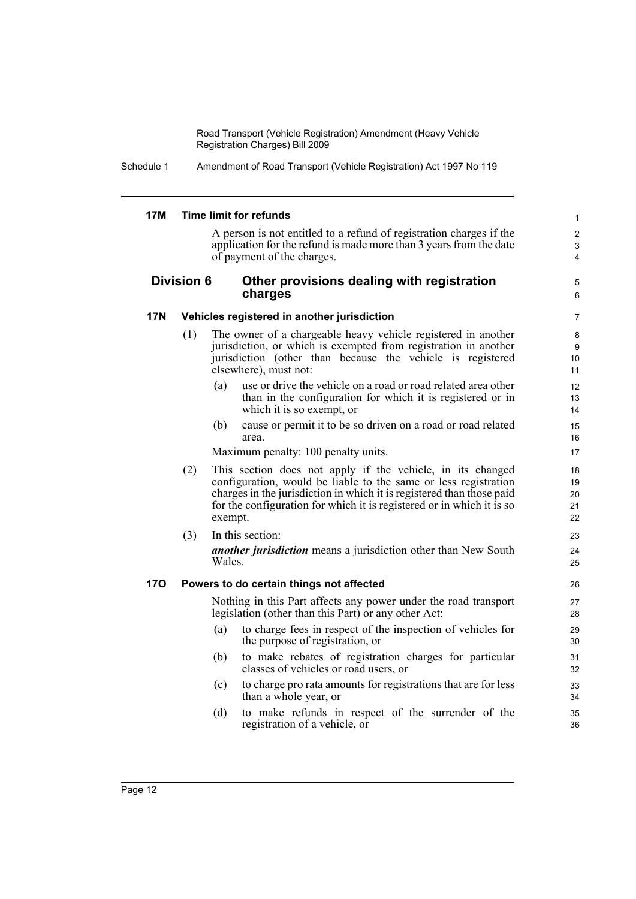#### 17M Time limit for refunds

A person is not entitled to a refund of registration charges if the application for the refund is made more than 3 years from the date of payment of the charges.

### Division 6 Other provisions dealing with registration charges

#### 17N Vehicles registered in another jurisdiction

(1) The owner of a chargeable heavy vehicle registered in another jurisdiction, or which is exempted from registration in another jurisdiction (other than because the vehicle is registered elsewhere), must not:

- (a) use or drive the vehicle on a road or road related area other than in the configuration for which it is registered or in which it is so exempt, or
- (b) cause or permit it to be so driven on a road or road related area.

Maximum penalty: 100 penalty units.

(2) This section does not apply if the vehicle, in its changed configuration, would be liable to the same or less registration charges in the jurisdiction in which it is registered than those paid for the configuration for which it is registered or in which it is so exempt.

(3) In this section:

***another jurisdiction*** means a jurisdiction other than New South Wales.

#### 17O Powers to do certain things not affected

Nothing in this Part affects any power under the road transport legislation (other than this Part) or any other Act:

- (a) to charge fees in respect of the inspection of vehicles for the purpose of registration, or
- (b) to make rebates of registration charges for particular classes of vehicles or road users, or
- (c) to charge pro rata amounts for registrations that are for less than a whole year, or
- (d) to make refunds in respect of the surrender of the registration of a vehicle, or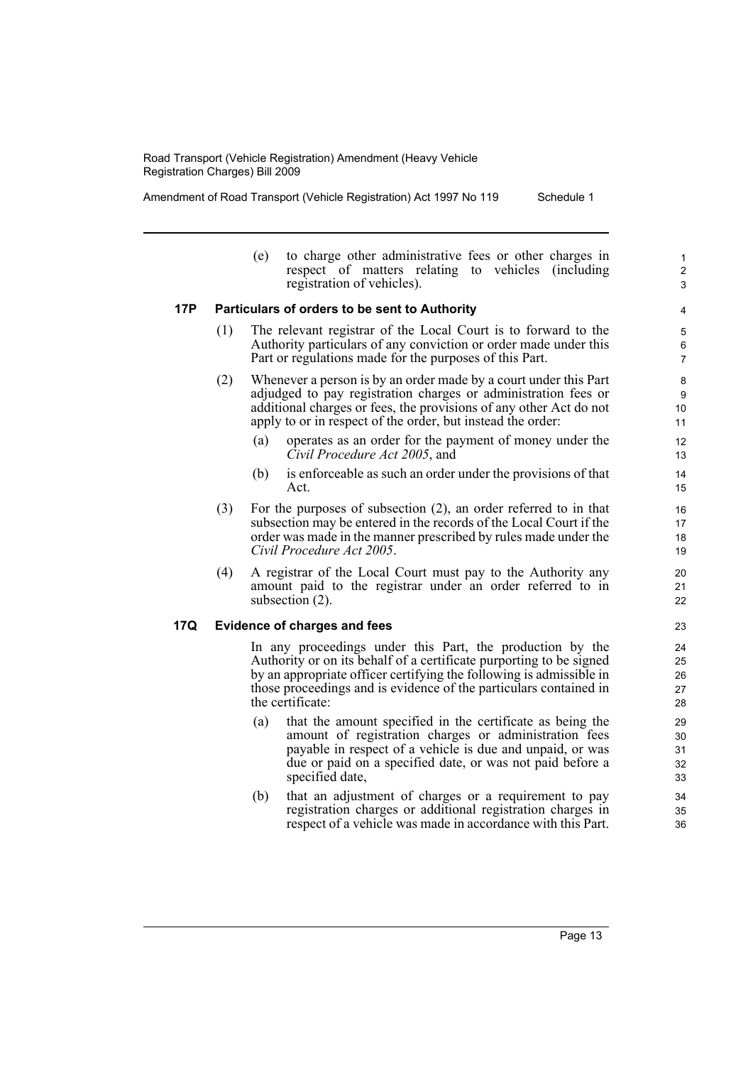(e) to charge other administrative fees or other charges in respect of matters relating to vehicles (including registration of vehicles).

### 17P Particulars of orders to be sent to Authority

(1) The relevant registrar of the Local Court is to forward to the Authority particulars of any conviction or order made under this Part or regulations made for the purposes of this Part.

(2) Whenever a person is by an order made by a court under this Part adjudged to pay registration charges or administration fees or additional charges or fees, the provisions of any other Act do not apply to or in respect of the order, but instead the order:

(a) operates as an order for the payment of money under the *Civil Procedure Act 2005*, and

(b) is enforceable as such an order under the provisions of that Act.

(3) For the purposes of subsection (2), an order referred to in that subsection may be entered in the records of the Local Court if the order was made in the manner prescribed by rules made under the *Civil Procedure Act 2005*.

(4) A registrar of the Local Court must pay to the Authority any amount paid to the registrar under an order referred to in subsection (2).

### 17Q Evidence of charges and fees

In any proceedings under this Part, the production by the Authority or on its behalf of a certificate purporting to be signed by an appropriate officer certifying the following is admissible in those proceedings and is evidence of the particulars contained in the certificate:

(a) that the amount specified in the certificate as being the amount of registration charges or administration fees payable in respect of a vehicle is due and unpaid, or was due or paid on a specified date, or was not paid before a specified date,

(b) that an adjustment of charges or a requirement to pay registration charges or additional registration charges in respect of a vehicle was made in accordance with this Part.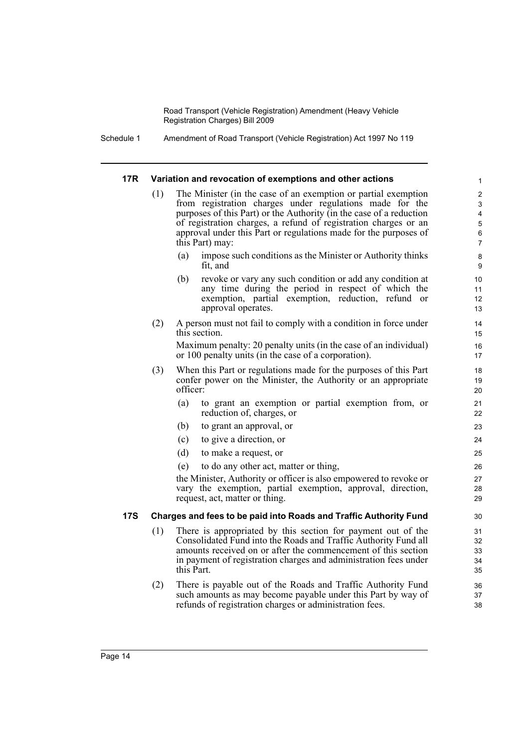#### 17R Variation and revocation of exemptions and other actions

(1) The Minister (in the case of an exemption or partial exemption from registration charges under regulations made for the purposes of this Part) or the Authority (in the case of a reduction of registration charges, a refund of registration charges or an approval under this Part or regulations made for the purposes of this Part) may:

(a) impose such conditions as the Minister or Authority thinks fit, and

(b) revoke or vary any such condition or add any condition at any time during the period in respect of which the exemption, partial exemption, reduction, refund or approval operates.

(2) A person must not fail to comply with a condition in force under this section.

Maximum penalty: 20 penalty units (in the case of an individual) or 100 penalty units (in the case of a corporation).

(3) When this Part or regulations made for the purposes of this Part confer power on the Minister, the Authority or an appropriate officer:

(a) to grant an exemption or partial exemption from, or reduction of, charges, or

(b) to grant an approval, or

(c) to give a direction, or

(d) to make a request, or

(e) to do any other act, matter or thing,

the Minister, Authority or officer is also empowered to revoke or vary the exemption, partial exemption, approval, direction, request, act, matter or thing.

#### 17S Charges and fees to be paid into Roads and Traffic Authority Fund

(1) There is appropriated by this section for payment out of the Consolidated Fund into the Roads and Traffic Authority Fund all amounts received on or after the commencement of this section in payment of registration charges and administration fees under this Part.

(2) There is payable out of the Roads and Traffic Authority Fund such amounts as may become payable under this Part by way of refunds of registration charges or administration fees.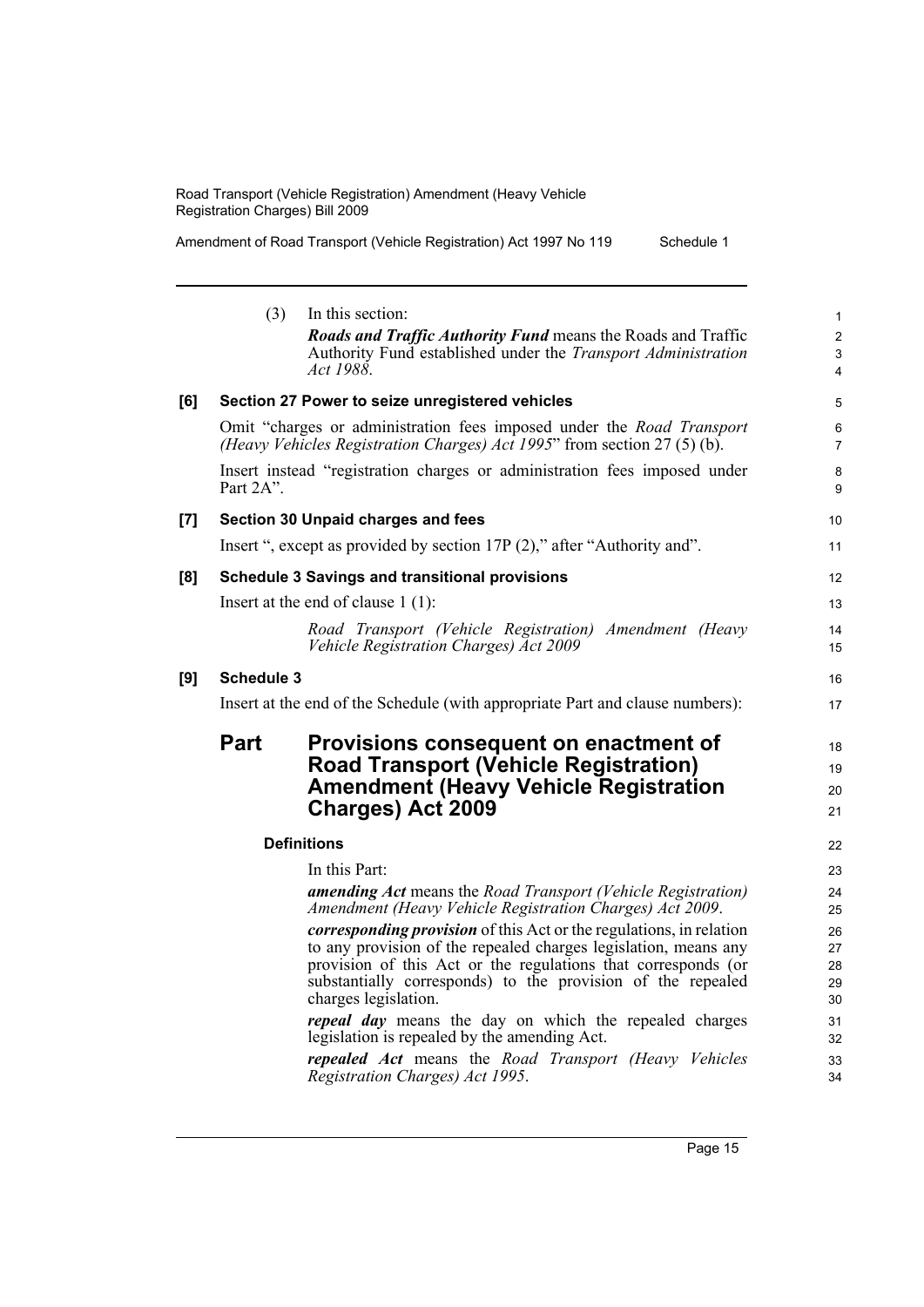(3) In this section:

***Roads and Traffic Authority Fund*** means the Roads and Traffic Authority Fund established under the *Transport Administration Act 1988*.

**[6] Section 27 Power to seize unregistered vehicles**

Omit "charges or administration fees imposed under the *Road Transport (Heavy Vehicles Registration Charges) Act 1995*" from section 27 (5) (b).

Insert instead "registration charges or administration fees imposed under Part 2A".

**[7] Section 30 Unpaid charges and fees**

Insert ", except as provided by section 17P (2)," after "Authority and".

**[8] Schedule 3 Savings and transitional provisions**

Insert at the end of clause 1 (1):

*Road Transport (Vehicle Registration) Amendment (Heavy Vehicle Registration Charges) Act 2009*

**[9] Schedule 3**

Insert at the end of the Schedule (with appropriate Part and clause numbers):

## Part Provisions consequent on enactment of Road Transport (Vehicle Registration) Amendment (Heavy Vehicle Registration Charges) Act 2009

**Definitions**

In this Part:

***amending Act*** means the *Road Transport (Vehicle Registration) Amendment (Heavy Vehicle Registration Charges) Act 2009*.

***corresponding provision*** of this Act or the regulations, in relation to any provision of the repealed charges legislation, means any provision of this Act or the regulations that corresponds (or substantially corresponds) to the provision of the repealed charges legislation.

***repeal day*** means the day on which the repealed charges legislation is repealed by the amending Act.

***repealed Act*** means the *Road Transport (Heavy Vehicles Registration Charges) Act 1995*.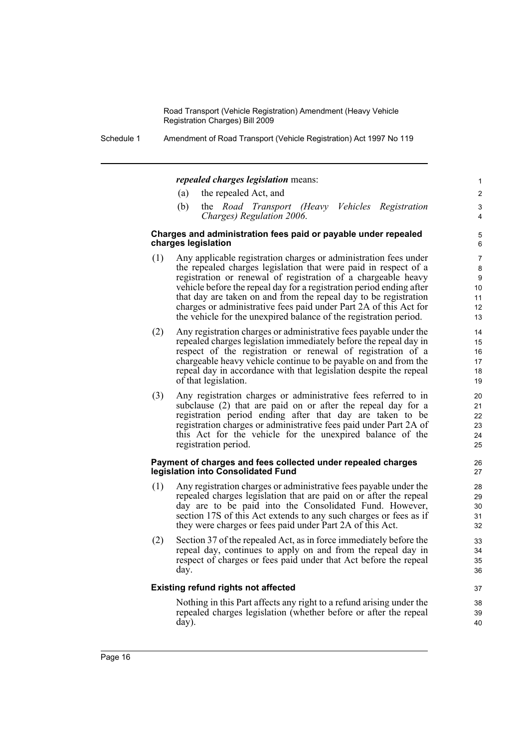***repealed charges legislation*** means:

(a) the repealed Act, and

(b) the *Road Transport (Heavy Vehicles Registration Charges) Regulation 2006*.

**Charges and administration fees paid or payable under repealed charges legislation**

(1) Any applicable registration charges or administration fees under the repealed charges legislation that were paid in respect of a registration or renewal of registration of a chargeable heavy vehicle before the repeal day for a registration period ending after that day are taken on and from the repeal day to be registration charges or administrative fees paid under Part 2A of this Act for the vehicle for the unexpired balance of the registration period.

(2) Any registration charges or administrative fees payable under the repealed charges legislation immediately before the repeal day in respect of the registration or renewal of registration of a chargeable heavy vehicle continue to be payable on and from the repeal day in accordance with that legislation despite the repeal of that legislation.

(3) Any registration charges or administrative fees referred to in subclause (2) that are paid on or after the repeal day for a registration period ending after that day are taken to be registration charges or administrative fees paid under Part 2A of this Act for the vehicle for the unexpired balance of the registration period.

**Payment of charges and fees collected under repealed charges legislation into Consolidated Fund**

(1) Any registration charges or administrative fees payable under the repealed charges legislation that are paid on or after the repeal day are to be paid into the Consolidated Fund. However, section 17S of this Act extends to any such charges or fees as if they were charges or fees paid under Part 2A of this Act.

(2) Section 37 of the repealed Act, as in force immediately before the repeal day, continues to apply on and from the repeal day in respect of charges or fees paid under that Act before the repeal day.

**Existing refund rights not affected**

Nothing in this Part affects any right to a refund arising under the repealed charges legislation (whether before or after the repeal day).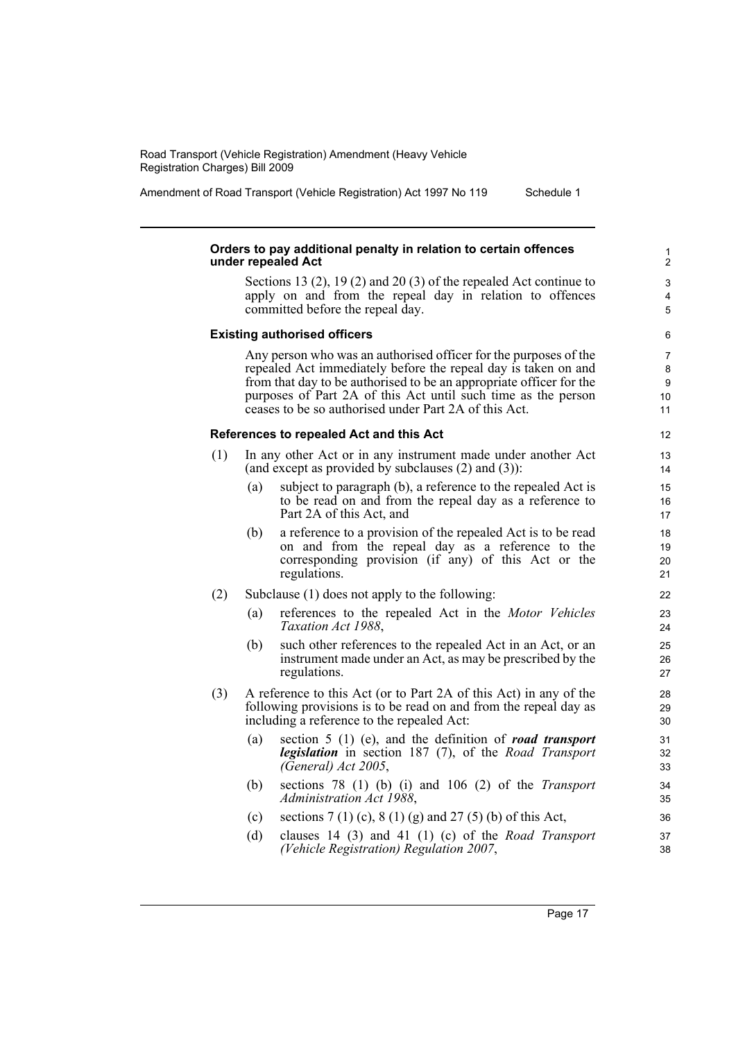**Orders to pay additional penalty in relation to certain offences under repealed Act**

Sections 13 (2), 19 (2) and 20 (3) of the repealed Act continue to apply on and from the repeal day in relation to offences committed before the repeal day.

**Existing authorised officers**

Any person who was an authorised officer for the purposes of the repealed Act immediately before the repeal day is taken on and from that day to be authorised to be an appropriate officer for the purposes of Part 2A of this Act until such time as the person ceases to be so authorised under Part 2A of this Act.

**References to repealed Act and this Act**

(1) In any other Act or in any instrument made under another Act (and except as provided by subclauses (2) and (3)):

- (a) subject to paragraph (b), a reference to the repealed Act is to be read on and from the repeal day as a reference to Part 2A of this Act, and
- (b) a reference to a provision of the repealed Act is to be read on and from the repeal day as a reference to the corresponding provision (if any) of this Act or the regulations.

(2) Subclause (1) does not apply to the following:

- (a) references to the repealed Act in the *Motor Vehicles Taxation Act 1988*,
- (b) such other references to the repealed Act in an Act, or an instrument made under an Act, as may be prescribed by the regulations.

(3) A reference to this Act (or to Part 2A of this Act) in any of the following provisions is to be read on and from the repeal day as including a reference to the repealed Act:

- (a) section 5 (1) (e), and the definition of ***road transport legislation*** in section 187 (7), of the *Road Transport (General) Act 2005*,
- (b) sections 78 (1) (b) (i) and 106 (2) of the *Transport Administration Act 1988*,
- (c) sections 7 (1) (c), 8 (1) (g) and 27 (5) (b) of this Act,
- (d) clauses 14 (3) and 41 (1) (c) of the *Road Transport (Vehicle Registration) Regulation 2007*,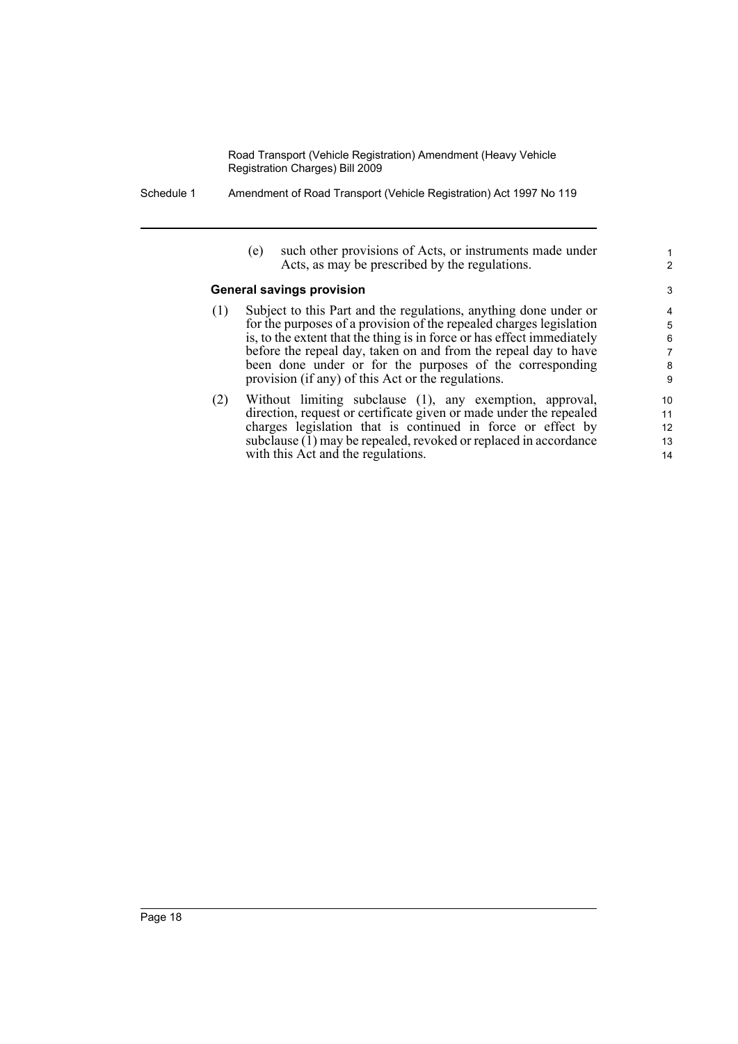(e) such other provisions of Acts, or instruments made under Acts, as may be prescribed by the regulations.

**General savings provision**

(1) Subject to this Part and the regulations, anything done under or for the purposes of a provision of the repealed charges legislation is, to the extent that the thing is in force or has effect immediately before the repeal day, taken on and from the repeal day to have been done under or for the purposes of the corresponding provision (if any) of this Act or the regulations.

(2) Without limiting subclause (1), any exemption, approval, direction, request or certificate given or made under the repealed charges legislation that is continued in force or effect by subclause (1) may be repealed, revoked or replaced in accordance with this Act and the regulations.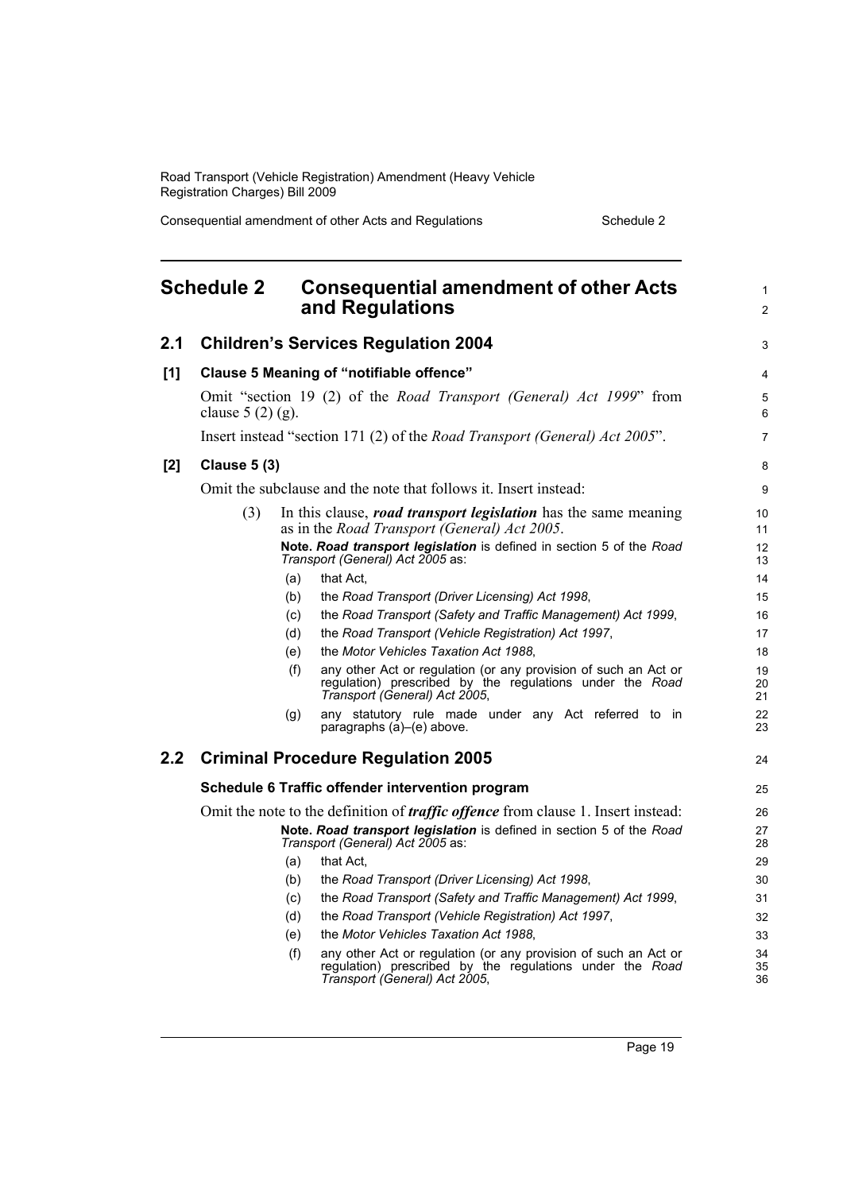## Schedule 2 Consequential amendment of other Acts and Regulations

### 2.1 Children's Services Regulation 2004

**[1] Clause 5 Meaning of "notifiable offence"**

Omit "section 19 (2) of the *Road Transport (General) Act 1999*" from clause 5 (2) (g).

Insert instead "section 171 (2) of the *Road Transport (General) Act 2005*".

**[2] Clause 5 (3)**

Omit the subclause and the note that follows it. Insert instead:

(3) In this clause, ***road transport legislation*** has the same meaning as in the *Road Transport (General) Act 2005*.

**Note.** ***Road transport legislation*** is defined in section 5 of the *Road Transport (General) Act 2005* as:

(a) that Act,

(b) the *Road Transport (Driver Licensing) Act 1998*,

(c) the *Road Transport (Safety and Traffic Management) Act 1999*,

(d) the *Road Transport (Vehicle Registration) Act 1997*,

(e) the *Motor Vehicles Taxation Act 1988*,

(f) any other Act or regulation (or any provision of such an Act or regulation) prescribed by the regulations under the *Road Transport (General) Act 2005*,

(g) any statutory rule made under any Act referred to in paragraphs (a)–(e) above.

### 2.2 Criminal Procedure Regulation 2005

**Schedule 6 Traffic offender intervention program**

Omit the note to the definition of ***traffic offence*** from clause 1. Insert instead:

**Note.** ***Road transport legislation*** is defined in section 5 of the *Road Transport (General) Act 2005* as:

(a) that Act,

(b) the *Road Transport (Driver Licensing) Act 1998*,

(c) the *Road Transport (Safety and Traffic Management) Act 1999*,

(d) the *Road Transport (Vehicle Registration) Act 1997*,

(e) the *Motor Vehicles Taxation Act 1988*,

(f) any other Act or regulation (or any provision of such an Act or regulation) prescribed by the regulations under the *Road Transport (General) Act 2005*,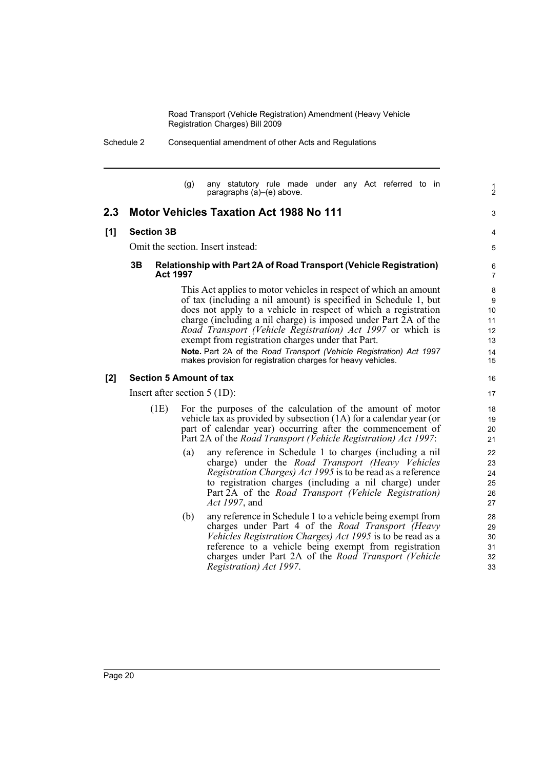(g) any statutory rule made under any Act referred to in paragraphs (a)–(e) above.

## 2.3 Motor Vehicles Taxation Act 1988 No 111

### [1] Section 3B

Omit the section. Insert instead:

#### 3B Relationship with Part 2A of Road Transport (Vehicle Registration) Act 1997

This Act applies to motor vehicles in respect of which an amount of tax (including a nil amount) is specified in Schedule 1, but does not apply to a vehicle in respect of which a registration charge (including a nil charge) is imposed under Part 2A of the *Road Transport (Vehicle Registration) Act 1997* or which is exempt from registration charges under that Part.

**Note.** Part 2A of the *Road Transport (Vehicle Registration) Act 1997* makes provision for registration charges for heavy vehicles.

### [2] Section 5 Amount of tax

Insert after section 5 (1D):

(1E) For the purposes of the calculation of the amount of motor vehicle tax as provided by subsection (1A) for a calendar year (or part of calendar year) occurring after the commencement of Part 2A of the *Road Transport (Vehicle Registration) Act 1997*:

(a) any reference in Schedule 1 to charges (including a nil charge) under the *Road Transport (Heavy Vehicles Registration Charges) Act 1995* is to be read as a reference to registration charges (including a nil charge) under Part 2A of the *Road Transport (Vehicle Registration) Act 1997*, and

(b) any reference in Schedule 1 to a vehicle being exempt from charges under Part 4 of the *Road Transport (Heavy Vehicles Registration Charges) Act 1995* is to be read as a reference to a vehicle being exempt from registration charges under Part 2A of the *Road Transport (Vehicle Registration) Act 1997*.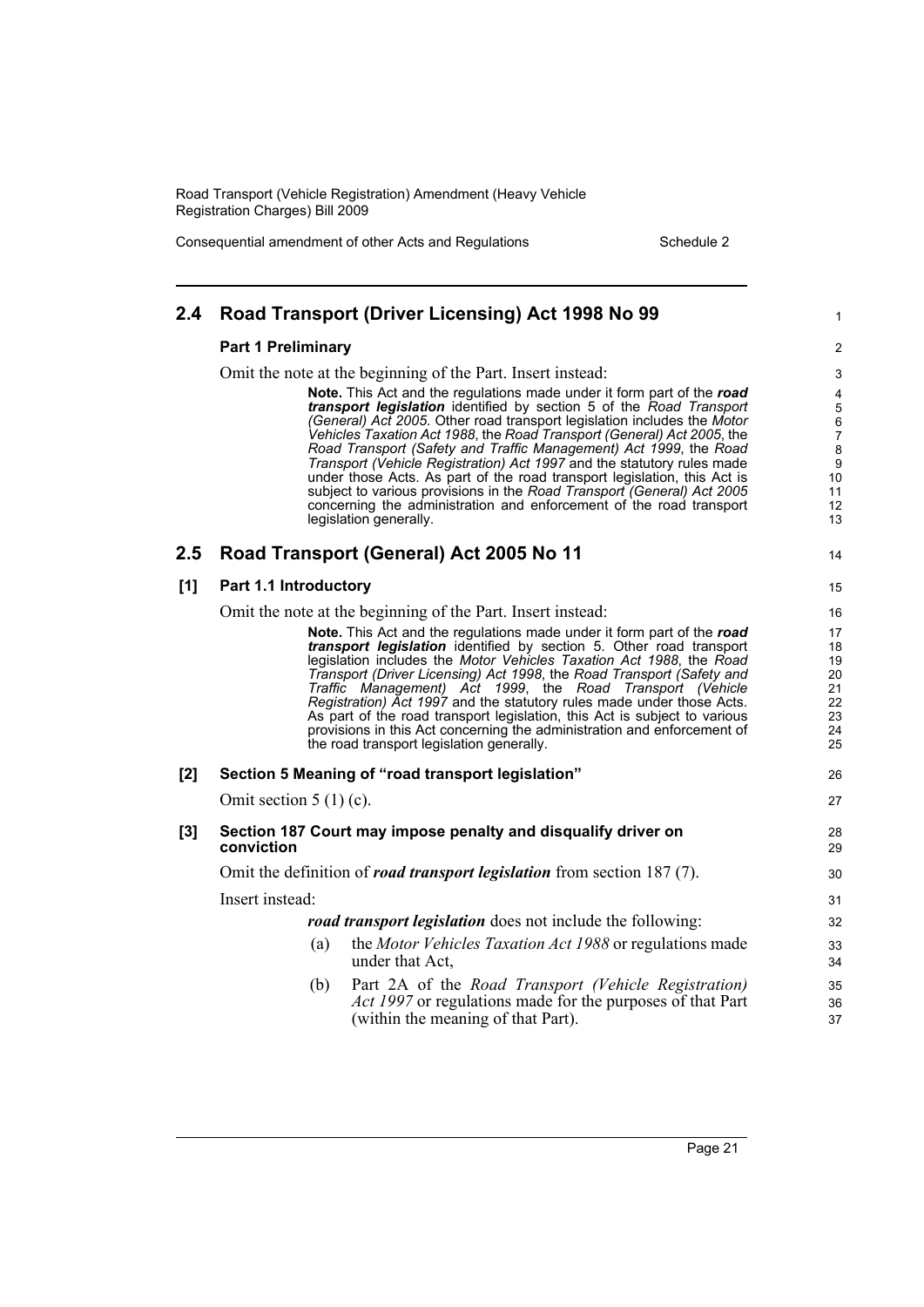## 2.4 Road Transport (Driver Licensing) Act 1998 No 99

**Part 1 Preliminary**

Omit the note at the beginning of the Part. Insert instead:

> **Note.** This Act and the regulations made under it form part of the ***road transport legislation*** identified by section 5 of the *Road Transport (General) Act 2005*. Other road transport legislation includes the *Motor Vehicles Taxation Act 1988*, the *Road Transport (General) Act 2005*, the *Road Transport (Safety and Traffic Management) Act 1999*, the *Road Transport (Vehicle Registration) Act 1997* and the statutory rules made under those Acts. As part of the road transport legislation, this Act is subject to various provisions in the *Road Transport (General) Act 2005* concerning the administration and enforcement of the road transport legislation generally.

## 2.5 Road Transport (General) Act 2005 No 11

**[1] Part 1.1 Introductory**

Omit the note at the beginning of the Part. Insert instead:

> **Note.** This Act and the regulations made under it form part of the ***road transport legislation*** identified by section 5. Other road transport legislation includes the *Motor Vehicles Taxation Act 1988*, the *Road Transport (Driver Licensing) Act 1998*, the *Road Transport (Safety and Traffic Management) Act 1999*, the *Road Transport (Vehicle Registration) Act 1997* and the statutory rules made under those Acts. As part of the road transport legislation, this Act is subject to various provisions in this Act concerning the administration and enforcement of the road transport legislation generally.

**[2] Section 5 Meaning of "road transport legislation"**

Omit section 5 (1) (c).

**[3] Section 187 Court may impose penalty and disqualify driver on conviction**

Omit the definition of ***road transport legislation*** from section 187 (7).

Insert instead:

> ***road transport legislation*** does not include the following:
>
> (a) the *Motor Vehicles Taxation Act 1988* or regulations made under that Act,
>
> (b) Part 2A of the *Road Transport (Vehicle Registration) Act 1997* or regulations made for the purposes of that Part (within the meaning of that Part).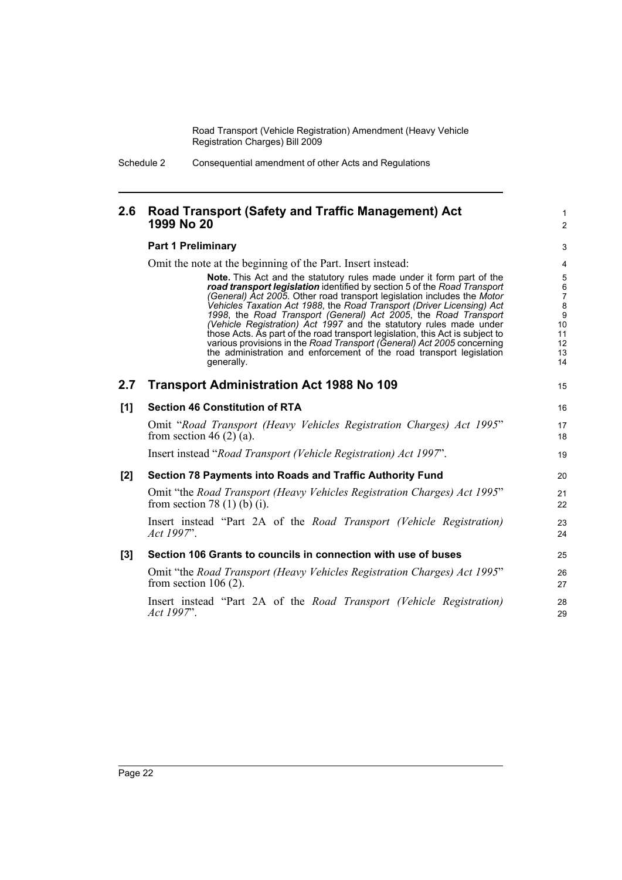## 2.6 Road Transport (Safety and Traffic Management) Act 1999 No 20

### Part 1 Preliminary

Omit the note at the beginning of the Part. Insert instead:

> **Note.** This Act and the statutory rules made under it form part of the ***road transport legislation*** identified by section 5 of the *Road Transport (General) Act 2005*. Other road transport legislation includes the *Motor Vehicles Taxation Act 1988*, the *Road Transport (Driver Licensing) Act 1998*, the *Road Transport (General) Act 2005*, the *Road Transport (Vehicle Registration) Act 1997* and the statutory rules made under those Acts. As part of the road transport legislation, this Act is subject to various provisions in the *Road Transport (General) Act 2005* concerning the administration and enforcement of the road transport legislation generally.

## 2.7 Transport Administration Act 1988 No 109

### [1] Section 46 Constitution of RTA

Omit "*Road Transport (Heavy Vehicles Registration Charges) Act 1995*" from section 46 (2) (a).

Insert instead "*Road Transport (Vehicle Registration) Act 1997*".

### [2] Section 78 Payments into Roads and Traffic Authority Fund

Omit "the *Road Transport (Heavy Vehicles Registration Charges) Act 1995*" from section 78 (1) (b) (i).

Insert instead "Part 2A of the *Road Transport (Vehicle Registration) Act 1997*".

### [3] Section 106 Grants to councils in connection with use of buses

Omit "the *Road Transport (Heavy Vehicles Registration Charges) Act 1995*" from section 106 (2).

Insert instead "Part 2A of the *Road Transport (Vehicle Registration) Act 1997*".